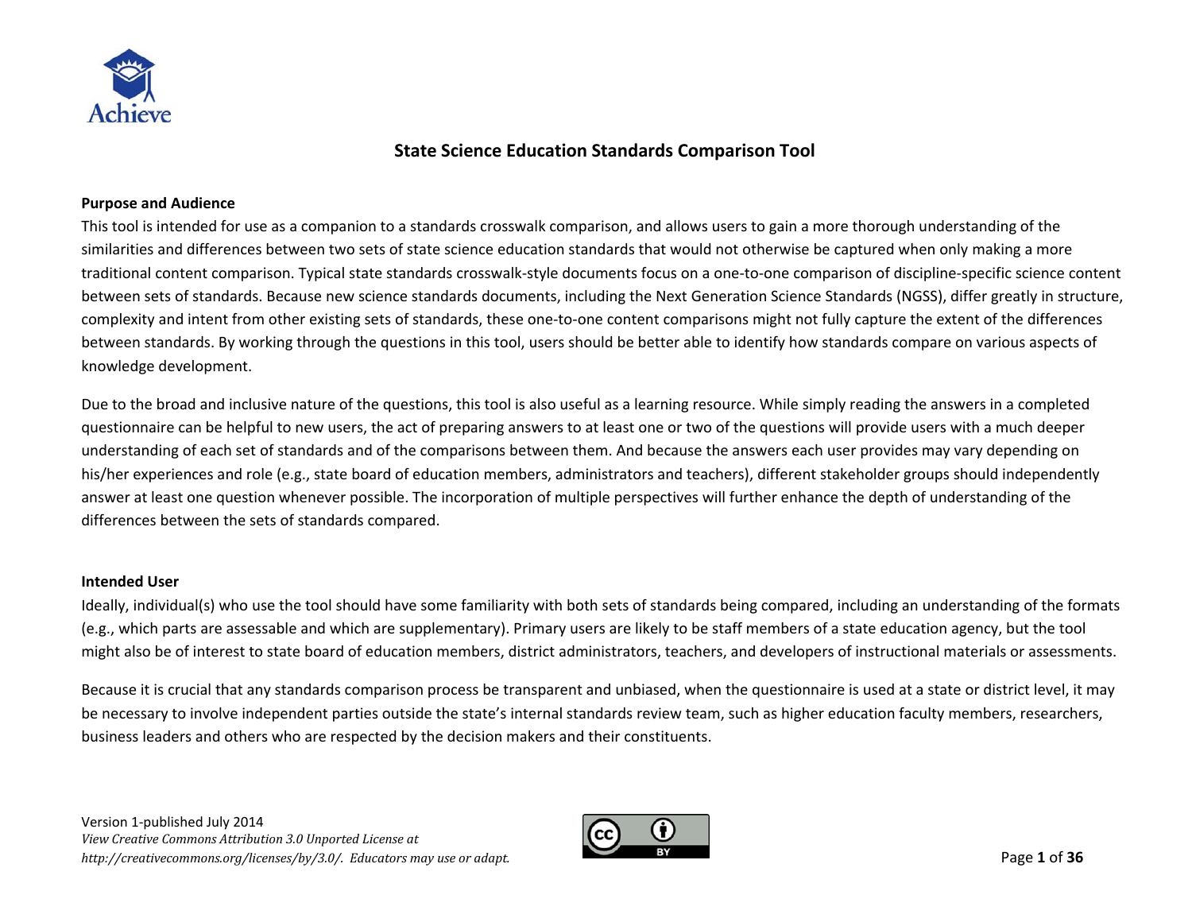Achieve

# State Science Education Standards Comparison Tool

**Purpose and Audience**

This tool is intended for use as a companion to a standards crosswalk comparison, and allows users to gain a more thorough understanding of the similarities and differences between two sets of state science education standards that would not otherwise be captured when only making a more traditional content comparison. Typical state standards crosswalk-style documents focus on a one-to-one comparison of discipline-specific science content between sets of standards. Because new science standards documents, including the Next Generation Science Standards (NGSS), differ greatly in structure, complexity and intent from other existing sets of standards, these one-to-one content comparisons might not fully capture the extent of the differences between standards. By working through the questions in this tool, users should be better able to identify how standards compare on various aspects of knowledge development.

Due to the broad and inclusive nature of the questions, this tool is also useful as a learning resource. While simply reading the answers in a completed questionnaire can be helpful to new users, the act of preparing answers to at least one or two of the questions will provide users with a much deeper understanding of each set of standards and of the comparisons between them. And because the answers each user provides may vary depending on his/her experiences and role (e.g., state board of education members, administrators and teachers), different stakeholder groups should independently answer at least one question whenever possible. The incorporation of multiple perspectives will further enhance the depth of understanding of the differences between the sets of standards compared.

**Intended User**

Ideally, individual(s) who use the tool should have some familiarity with both sets of standards being compared, including an understanding of the formats (e.g., which parts are assessable and which are supplementary). Primary users are likely to be staff members of a state education agency, but the tool might also be of interest to state board of education members, district administrators, teachers, and developers of instructional materials or assessments.

Because it is crucial that any standards comparison process be transparent and unbiased, when the questionnaire is used at a state or district level, it may be necessary to involve independent parties outside the state's internal standards review team, such as higher education faculty members, researchers, business leaders and others who are respected by the decision makers and their constituents.

Version 1-published July 2014
*View Creative Commons Attribution 3.0 Unported License at http://creativecommons.org/licenses/by/3.0/. Educators may use or adapt.*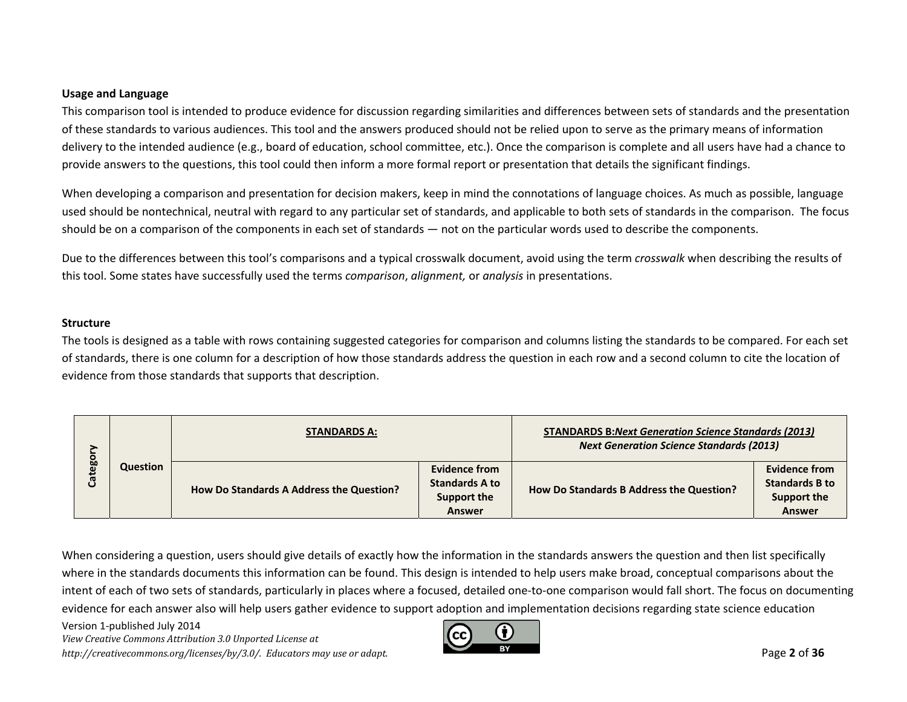**Usage and Language**

This comparison tool is intended to produce evidence for discussion regarding similarities and differences between sets of standards and the presentation of these standards to various audiences. This tool and the answers produced should not be relied upon to serve as the primary means of information delivery to the intended audience (e.g., board of education, school committee, etc.). Once the comparison is complete and all users have had a chance to provide answers to the questions, this tool could then inform a more formal report or presentation that details the significant findings.

When developing a comparison and presentation for decision makers, keep in mind the connotations of language choices. As much as possible, language used should be nontechnical, neutral with regard to any particular set of standards, and applicable to both sets of standards in the comparison. The focus should be on a comparison of the components in each set of standards — not on the particular words used to describe the components.

Due to the differences between this tool's comparisons and a typical crosswalk document, avoid using the term *crosswalk* when describing the results of this tool. Some states have successfully used the terms *comparison*, *alignment,* or *analysis* in presentations.

**Structure**

The tools is designed as a table with rows containing suggested categories for comparison and columns listing the standards to be compared. For each set of standards, there is one column for a description of how those standards address the question in each row and a second column to cite the location of evidence from those standards that supports that description.

| Category | Question | STANDARDS A: | | STANDARDS B: *Next Generation Science Standards (2013)* *Next Generation Science Standards (2013)* | |
|---|---|---|---|---|---|
| | | **How Do Standards A Address the Question?** | **Evidence from Standards A to Support the Answer** | **How Do Standards B Address the Question?** | **Evidence from Standards B to Support the Answer** |

When considering a question, users should give details of exactly how the information in the standards answers the question and then list specifically where in the standards documents this information can be found. This design is intended to help users make broad, conceptual comparisons about the intent of each of two sets of standards, particularly in places where a focused, detailed one-to-one comparison would fall short. The focus on documenting evidence for each answer also will help users gather evidence to support adoption and implementation decisions regarding state science education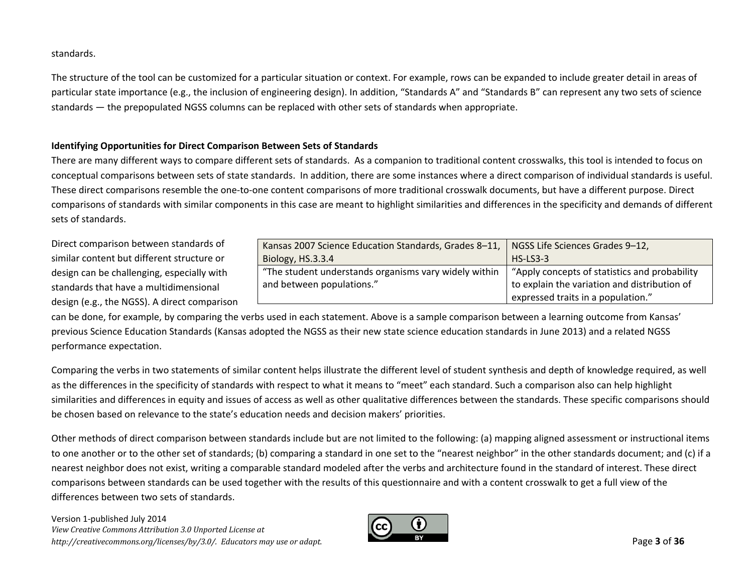standards.

The structure of the tool can be customized for a particular situation or context. For example, rows can be expanded to include greater detail in areas of particular state importance (e.g., the inclusion of engineering design). In addition, “Standards A” and “Standards B” can represent any two sets of science standards — the prepopulated NGSS columns can be replaced with other sets of standards when appropriate.

**Identifying Opportunities for Direct Comparison Between Sets of Standards**

There are many different ways to compare different sets of standards. As a companion to traditional content crosswalks, this tool is intended to focus on conceptual comparisons between sets of state standards. In addition, there are some instances where a direct comparison of individual standards is useful. These direct comparisons resemble the one-to-one content comparisons of more traditional crosswalk documents, but have a different purpose. Direct comparisons of standards with similar components in this case are meant to highlight similarities and differences in the specificity and demands of different sets of standards.

| Kansas 2007 Science Education Standards, Grades 8–11, Biology, HS.3.3.4 | NGSS Life Sciences Grades 9–12, HS-LS3-3 |
|---|---|
| “The student understands organisms vary widely within and between populations.” | “Apply concepts of statistics and probability to explain the variation and distribution of expressed traits in a population.” |

Direct comparison between standards of similar content but different structure or design can be challenging, especially with standards that have a multidimensional design (e.g., the NGSS). A direct comparison can be done, for example, by comparing the verbs used in each statement. Above is a sample comparison between a learning outcome from Kansas' previous Science Education Standards (Kansas adopted the NGSS as their new state science education standards in June 2013) and a related NGSS performance expectation.

Comparing the verbs in two statements of similar content helps illustrate the different level of student synthesis and depth of knowledge required, as well as the differences in the specificity of standards with respect to what it means to “meet” each standard. Such a comparison also can help highlight similarities and differences in equity and issues of access as well as other qualitative differences between the standards. These specific comparisons should be chosen based on relevance to the state's education needs and decision makers' priorities.

Other methods of direct comparison between standards include but are not limited to the following: (a) mapping aligned assessment or instructional items to one another or to the other set of standards; (b) comparing a standard in one set to the “nearest neighbor” in the other standards document; and (c) if a nearest neighbor does not exist, writing a comparable standard modeled after the verbs and architecture found in the standard of interest. These direct comparisons between standards can be used together with the results of this questionnaire and with a content crosswalk to get a full view of the differences between two sets of standards.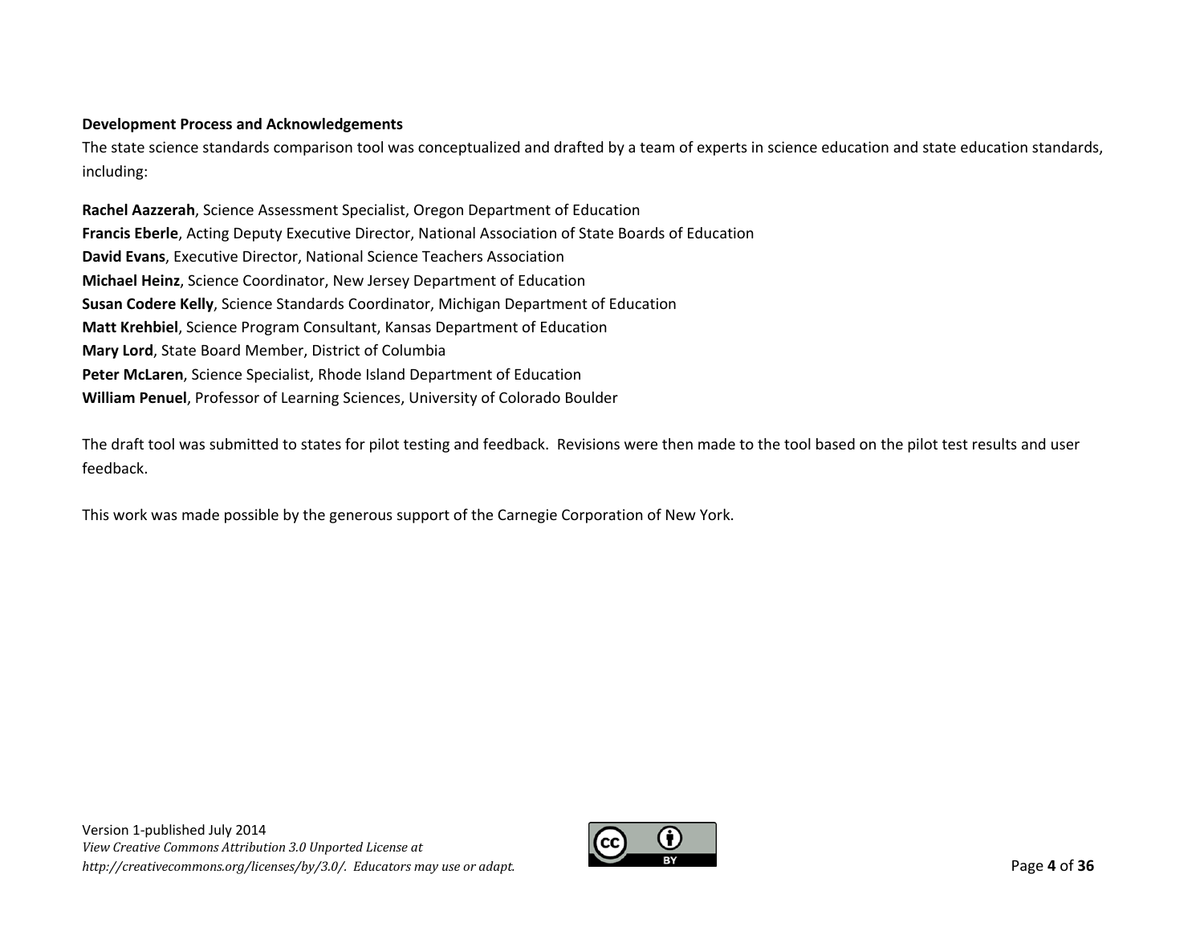## Development Process and Acknowledgements

The state science standards comparison tool was conceptualized and drafted by a team of experts in science education and state education standards, including:

**Rachel Aazzerah**, Science Assessment Specialist, Oregon Department of Education
**Francis Eberle**, Acting Deputy Executive Director, National Association of State Boards of Education
**David Evans**, Executive Director, National Science Teachers Association
**Michael Heinz**, Science Coordinator, New Jersey Department of Education
**Susan Codere Kelly**, Science Standards Coordinator, Michigan Department of Education
**Matt Krehbiel**, Science Program Consultant, Kansas Department of Education
**Mary Lord**, State Board Member, District of Columbia
**Peter McLaren**, Science Specialist, Rhode Island Department of Education
**William Penuel**, Professor of Learning Sciences, University of Colorado Boulder

The draft tool was submitted to states for pilot testing and feedback. Revisions were then made to the tool based on the pilot test results and user feedback.

This work was made possible by the generous support of the Carnegie Corporation of New York.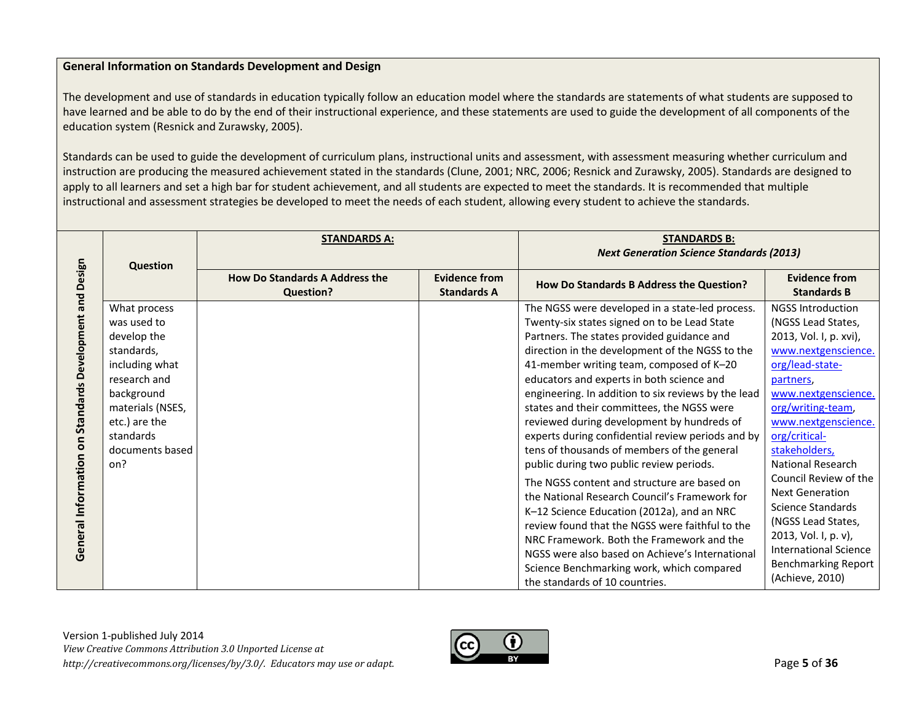**General Information on Standards Development and Design**

The development and use of standards in education typically follow an education model where the standards are statements of what students are supposed to have learned and be able to do by the end of their instructional experience, and these statements are used to guide the development of all components of the education system (Resnick and Zurawsky, 2005).

Standards can be used to guide the development of curriculum plans, instructional units and assessment, with assessment measuring whether curriculum and instruction are producing the measured achievement stated in the standards (Clune, 2001; NRC, 2006; Resnick and Zurawsky, 2005). Standards are designed to apply to all learners and set a high bar for student achievement, and all students are expected to meet the standards. It is recommended that multiple instructional and assessment strategies be developed to meet the needs of each student, allowing every student to achieve the standards.

| General Information on Standards Development and Design | Question | **STANDARDS A:** | | **STANDARDS B:** *Next Generation Science Standards (2013)* | |
|---|---|---|---|---|---|
| | | **How Do Standards A Address the Question?** | **Evidence from Standards A** | **How Do Standards B Address the Question?** | **Evidence from Standards B** |
| | What process was used to develop the standards, including what research and background materials (NSES, etc.) are the standards documents based on? | | | The NGSS were developed in a state-led process. Twenty-six states signed on to be Lead State Partners. The states provided guidance and direction in the development of the NGSS to the 41-member writing team, composed of K–20 educators and experts in both science and engineering. In addition to six reviews by the lead states and their committees, the NGSS were reviewed during development by hundreds of experts during confidential review periods and by tens of thousands of members of the general public during two public review periods.<br><br>The NGSS content and structure are based on the National Research Council's Framework for K–12 Science Education (2012a), and an NRC review found that the NGSS were faithful to the NRC Framework. Both the Framework and the NGSS were also based on Achieve's International Science Benchmarking work, which compared the standards of 10 countries. | NGSS Introduction (NGSS Lead States, 2013, Vol. I, p. xvi), www.nextgenscience.org/lead-state-partners, www.nextgenscience.org/writing-team, www.nextgenscience.org/critical-stakeholders, National Research Council Review of the Next Generation Science Standards (NGSS Lead States, 2013, Vol. I, p. v), International Science Benchmarking Report (Achieve, 2010) |

Version 1-published July 2014
*View Creative Commons Attribution 3.0 Unported License at http://creativecommons.org/licenses/by/3.0/. Educators may use or adapt.*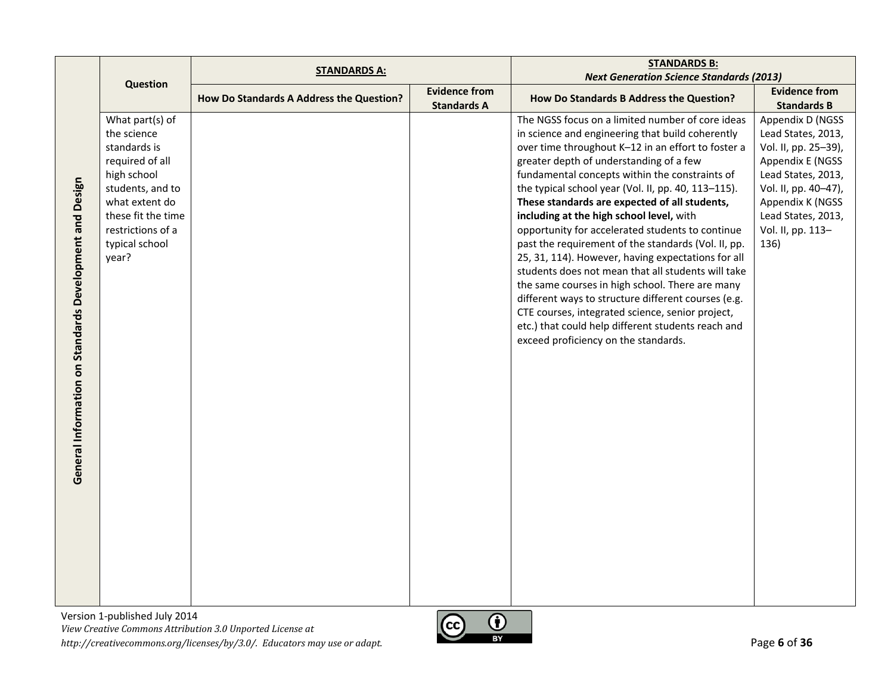| General Information on Standards Development and Design | Question | **STANDARDS A:** | | **STANDARDS B:** *Next Generation Science Standards (2013)* | |
|---|---|---|---|---|---|
| | | **How Do Standards A Address the Question?** | **Evidence from Standards A** | **How Do Standards B Address the Question?** | **Evidence from Standards B** |
| | What part(s) of the science standards is required of all high school students, and to what extent do these fit the time restrictions of a typical school year? | | | The NGSS focus on a limited number of core ideas in science and engineering that build coherently over time throughout K–12 in an effort to foster a greater depth of understanding of a few fundamental concepts within the constraints of the typical school year (Vol. II, pp. 40, 113–115). **These standards are expected of all students, including at the high school level,** with opportunity for accelerated students to continue past the requirement of the standards (Vol. II, pp. 25, 31, 114). However, having expectations for all students does not mean that all students will take the same courses in high school. There are many different ways to structure different courses (e.g. CTE courses, integrated science, senior project, etc.) that could help different students reach and exceed proficiency on the standards. | Appendix D (NGSS Lead States, 2013, Vol. II, pp. 25–39), Appendix E (NGSS Lead States, 2013, Vol. II, pp. 40–47), Appendix K (NGSS Lead States, 2013, Vol. II, pp. 113–136) |

Version 1-published July 2014
*View Creative Commons Attribution 3.0 Unported License at http://creativecommons.org/licenses/by/3.0/. Educators may use or adapt.*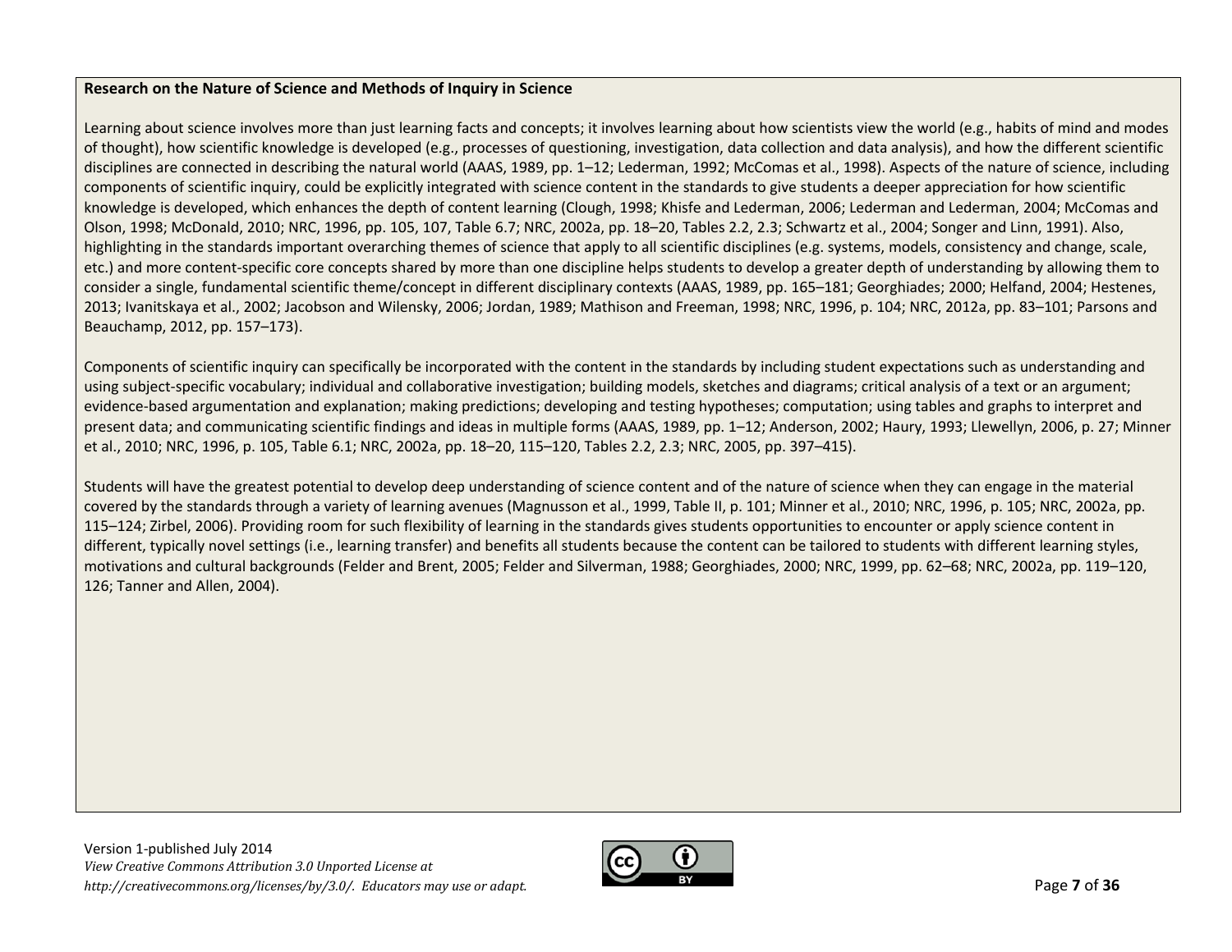**Research on the Nature of Science and Methods of Inquiry in Science**

Learning about science involves more than just learning facts and concepts; it involves learning about how scientists view the world (e.g., habits of mind and modes of thought), how scientific knowledge is developed (e.g., processes of questioning, investigation, data collection and data analysis), and how the different scientific disciplines are connected in describing the natural world (AAAS, 1989, pp. 1–12; Lederman, 1992; McComas et al., 1998). Aspects of the nature of science, including components of scientific inquiry, could be explicitly integrated with science content in the standards to give students a deeper appreciation for how scientific knowledge is developed, which enhances the depth of content learning (Clough, 1998; Khisfe and Lederman, 2006; Lederman and Lederman, 2004; McComas and Olson, 1998; McDonald, 2010; NRC, 1996, pp. 105, 107, Table 6.7; NRC, 2002a, pp. 18–20, Tables 2.2, 2.3; Schwartz et al., 2004; Songer and Linn, 1991). Also, highlighting in the standards important overarching themes of science that apply to all scientific disciplines (e.g. systems, models, consistency and change, scale, etc.) and more content-specific core concepts shared by more than one discipline helps students to develop a greater depth of understanding by allowing them to consider a single, fundamental scientific theme/concept in different disciplinary contexts (AAAS, 1989, pp. 165–181; Georghiades; 2000; Helfand, 2004; Hestenes, 2013; Ivanitskaya et al., 2002; Jacobson and Wilensky, 2006; Jordan, 1989; Mathison and Freeman, 1998; NRC, 1996, p. 104; NRC, 2012a, pp. 83–101; Parsons and Beauchamp, 2012, pp. 157–173).

Components of scientific inquiry can specifically be incorporated with the content in the standards by including student expectations such as understanding and using subject-specific vocabulary; individual and collaborative investigation; building models, sketches and diagrams; critical analysis of a text or an argument; evidence-based argumentation and explanation; making predictions; developing and testing hypotheses; computation; using tables and graphs to interpret and present data; and communicating scientific findings and ideas in multiple forms (AAAS, 1989, pp. 1–12; Anderson, 2002; Haury, 1993; Llewellyn, 2006, p. 27; Minner et al., 2010; NRC, 1996, p. 105, Table 6.1; NRC, 2002a, pp. 18–20, 115–120, Tables 2.2, 2.3; NRC, 2005, pp. 397–415).

Students will have the greatest potential to develop deep understanding of science content and of the nature of science when they can engage in the material covered by the standards through a variety of learning avenues (Magnusson et al., 1999, Table II, p. 101; Minner et al., 2010; NRC, 1996, p. 105; NRC, 2002a, pp. 115–124; Zirbel, 2006). Providing room for such flexibility of learning in the standards gives students opportunities to encounter or apply science content in different, typically novel settings (i.e., learning transfer) and benefits all students because the content can be tailored to students with different learning styles, motivations and cultural backgrounds (Felder and Brent, 2005; Felder and Silverman, 1988; Georghiades, 2000; NRC, 1999, pp. 62–68; NRC, 2002a, pp. 119–120, 126; Tanner and Allen, 2004).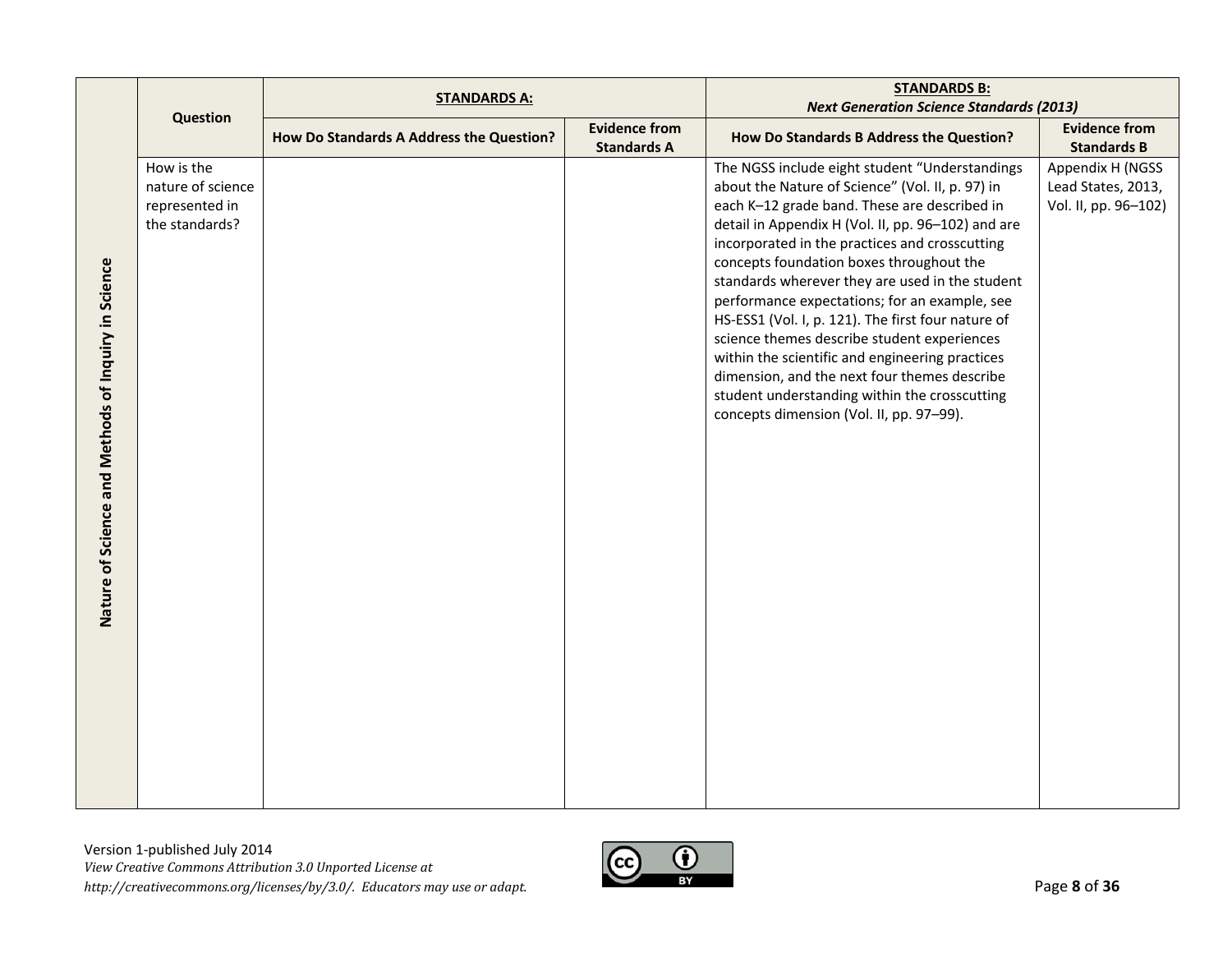| Nature of Science and Methods of Inquiry in Science | Question | STANDARDS A: | | STANDARDS B: *Next Generation Science Standards (2013)* | |
|---|---|---|---|---|---|
| | | **How Do Standards A Address the Question?** | **Evidence from Standards A** | **How Do Standards B Address the Question?** | **Evidence from Standards B** |
| | How is the nature of science represented in the standards? | | | The NGSS include eight student “Understandings about the Nature of Science” (Vol. II, p. 97) in each K–12 grade band. These are described in detail in Appendix H (Vol. II, pp. 96–102) and are incorporated in the practices and crosscutting concepts foundation boxes throughout the standards wherever they are used in the student performance expectations; for an example, see HS-ESS1 (Vol. I, p. 121). The first four nature of science themes describe student experiences within the scientific and engineering practices dimension, and the next four themes describe student understanding within the crosscutting concepts dimension (Vol. II, pp. 97–99). | Appendix H (NGSS Lead States, 2013, Vol. II, pp. 96–102) |

Version 1-published July 2014
*View Creative Commons Attribution 3.0 Unported License at http://creativecommons.org/licenses/by/3.0/. Educators may use or adapt.*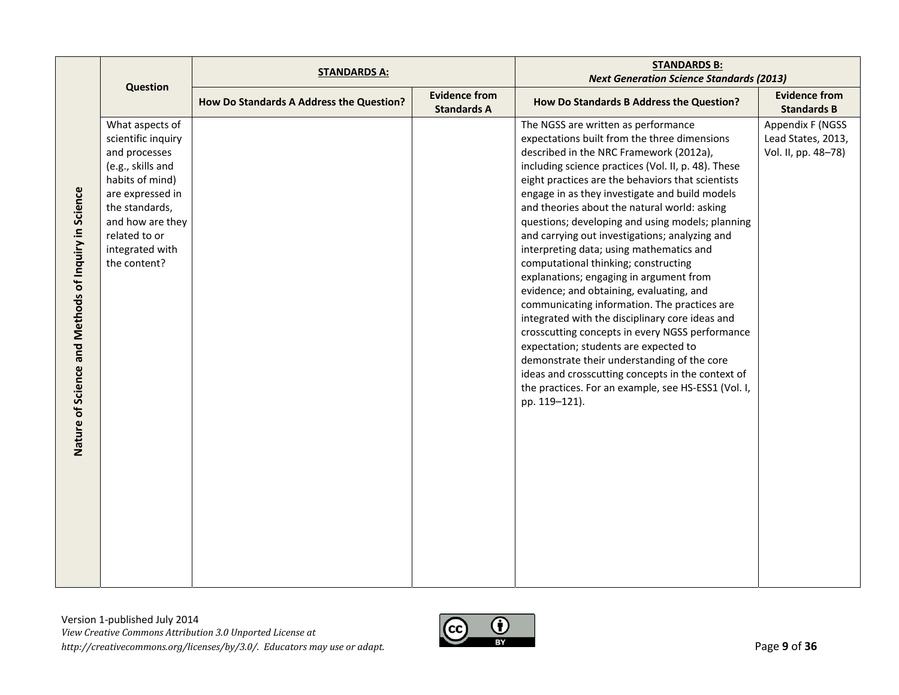| | Question | STANDARDS A: | | STANDARDS B: *Next Generation Science Standards (2013)* | |
|---|---|---|---|---|---|
| | | How Do Standards A Address the Question? | Evidence from Standards A | How Do Standards B Address the Question? | Evidence from Standards B |
| **Nature of Science and Methods of Inquiry in Science** | What aspects of scientific inquiry and processes (e.g., skills and habits of mind) are expressed in the standards, and how are they related to or integrated with the content? | | | The NGSS are written as performance expectations built from the three dimensions described in the NRC Framework (2012a), including science practices (Vol. II, p. 48). These eight practices are the behaviors that scientists engage in as they investigate and build models and theories about the natural world: asking questions; developing and using models; planning and carrying out investigations; analyzing and interpreting data; using mathematics and computational thinking; constructing explanations; engaging in argument from evidence; and obtaining, evaluating, and communicating information. The practices are integrated with the disciplinary core ideas and crosscutting concepts in every NGSS performance expectation; students are expected to demonstrate their understanding of the core ideas and crosscutting concepts in the context of the practices. For an example, see HS-ESS1 (Vol. I, pp. 119–121). | Appendix F (NGSS Lead States, 2013, Vol. II, pp. 48–78) |

Version 1-published July 2014
*View Creative Commons Attribution 3.0 Unported License at http://creativecommons.org/licenses/by/3.0/. Educators may use or adapt.*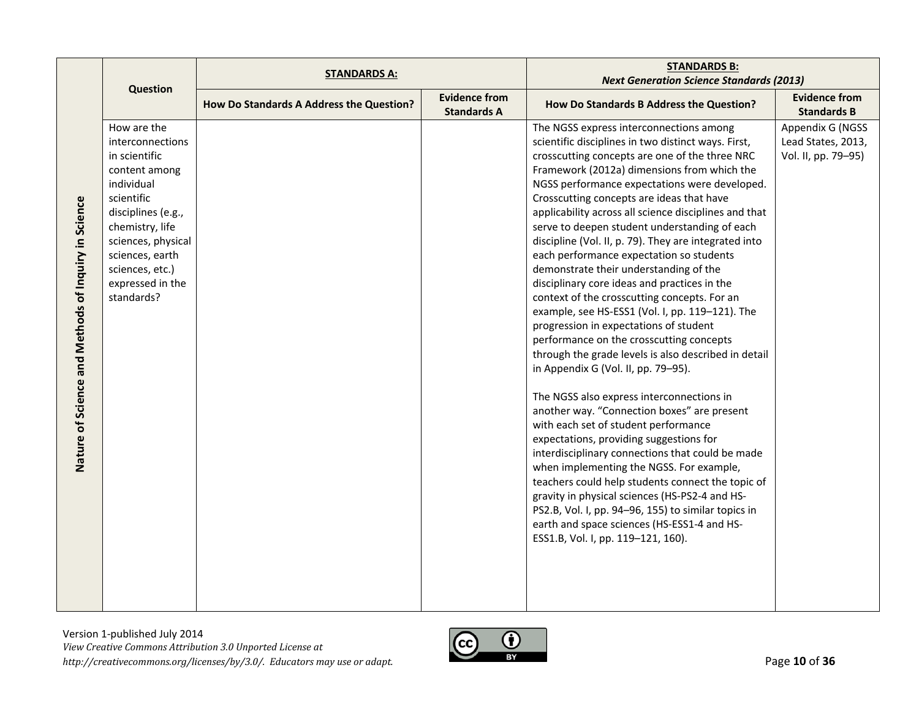| Nature of Science and Methods of Inquiry in Science | Question | STANDARDS A: | | STANDARDS B: *Next Generation Science Standards (2013)* | |
|---|---|---|---|---|---|
| | | How Do Standards A Address the Question? | Evidence from Standards A | How Do Standards B Address the Question? | Evidence from Standards B |
| | How are the interconnections in scientific content among individual scientific disciplines (e.g., chemistry, life sciences, physical sciences, earth sciences, etc.) expressed in the standards? | | | The NGSS express interconnections among scientific disciplines in two distinct ways. First, crosscutting concepts are one of the three NRC Framework (2012a) dimensions from which the NGSS performance expectations were developed. Crosscutting concepts are ideas that have applicability across all science disciplines and that serve to deepen student understanding of each discipline (Vol. II, p. 79). They are integrated into each performance expectation so students demonstrate their understanding of the disciplinary core ideas and practices in the context of the crosscutting concepts. For an example, see HS-ESS1 (Vol. I, pp. 119–121). The progression in expectations of student performance on the crosscutting concepts through the grade levels is also described in detail in Appendix G (Vol. II, pp. 79–95).<br><br>The NGSS also express interconnections in another way. "Connection boxes" are present with each set of student performance expectations, providing suggestions for interdisciplinary connections that could be made when implementing the NGSS. For example, teachers could help students connect the topic of gravity in physical sciences (HS-PS2-4 and HS-PS2.B, Vol. I, pp. 94–96, 155) to similar topics in earth and space sciences (HS-ESS1-4 and HS-ESS1.B, Vol. I, pp. 119–121, 160). | Appendix G (NGSS Lead States, 2013, Vol. II, pp. 79–95) |

Version 1-published July 2014
*View Creative Commons Attribution 3.0 Unported License at http://creativecommons.org/licenses/by/3.0/. Educators may use or adapt.*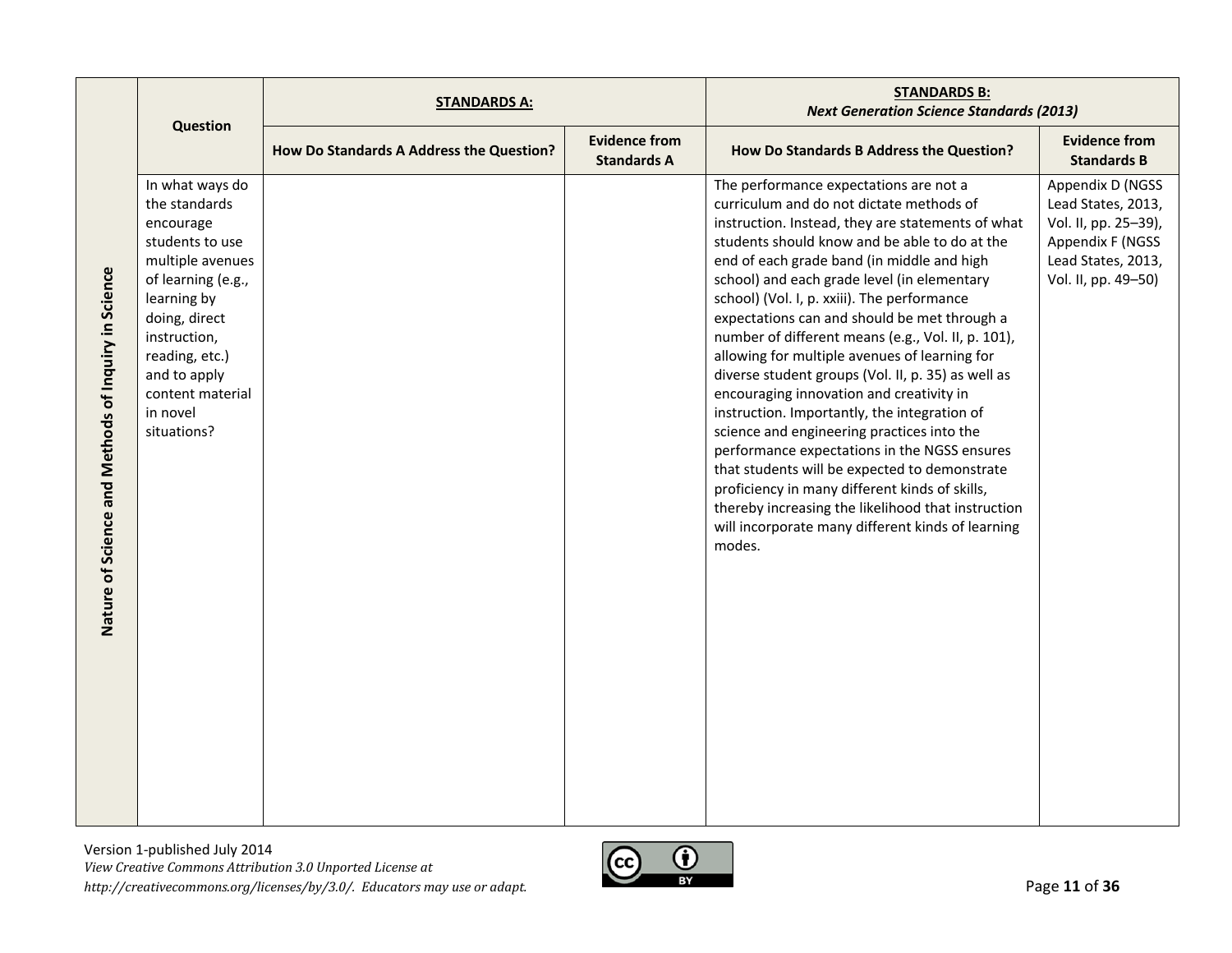| Nature of Science and Methods of Inquiry in Science | Question | **STANDARDS A:** | | **STANDARDS B:** *Next Generation Science Standards (2013)* | |
|---|---|---|---|---|---|
| | | **How Do Standards A Address the Question?** | **Evidence from Standards A** | **How Do Standards B Address the Question?** | **Evidence from Standards B** |
| | In what ways do the standards encourage students to use multiple avenues of learning (e.g., learning by doing, direct instruction, reading, etc.) and to apply content material in novel situations? | | | The performance expectations are not a curriculum and do not dictate methods of instruction. Instead, they are statements of what students should know and be able to do at the end of each grade band (in middle and high school) and each grade level (in elementary school) (Vol. I, p. xxiii). The performance expectations can and should be met through a number of different means (e.g., Vol. II, p. 101), allowing for multiple avenues of learning for diverse student groups (Vol. II, p. 35) as well as encouraging innovation and creativity in instruction. Importantly, the integration of science and engineering practices into the performance expectations in the NGSS ensures that students will be expected to demonstrate proficiency in many different kinds of skills, thereby increasing the likelihood that instruction will incorporate many different kinds of learning modes. | Appendix D (NGSS Lead States, 2013, Vol. II, pp. 25–39), Appendix F (NGSS Lead States, 2013, Vol. II, pp. 49–50) |

Version 1-published July 2014
*View Creative Commons Attribution 3.0 Unported License at http://creativecommons.org/licenses/by/3.0/. Educators may use or adapt.*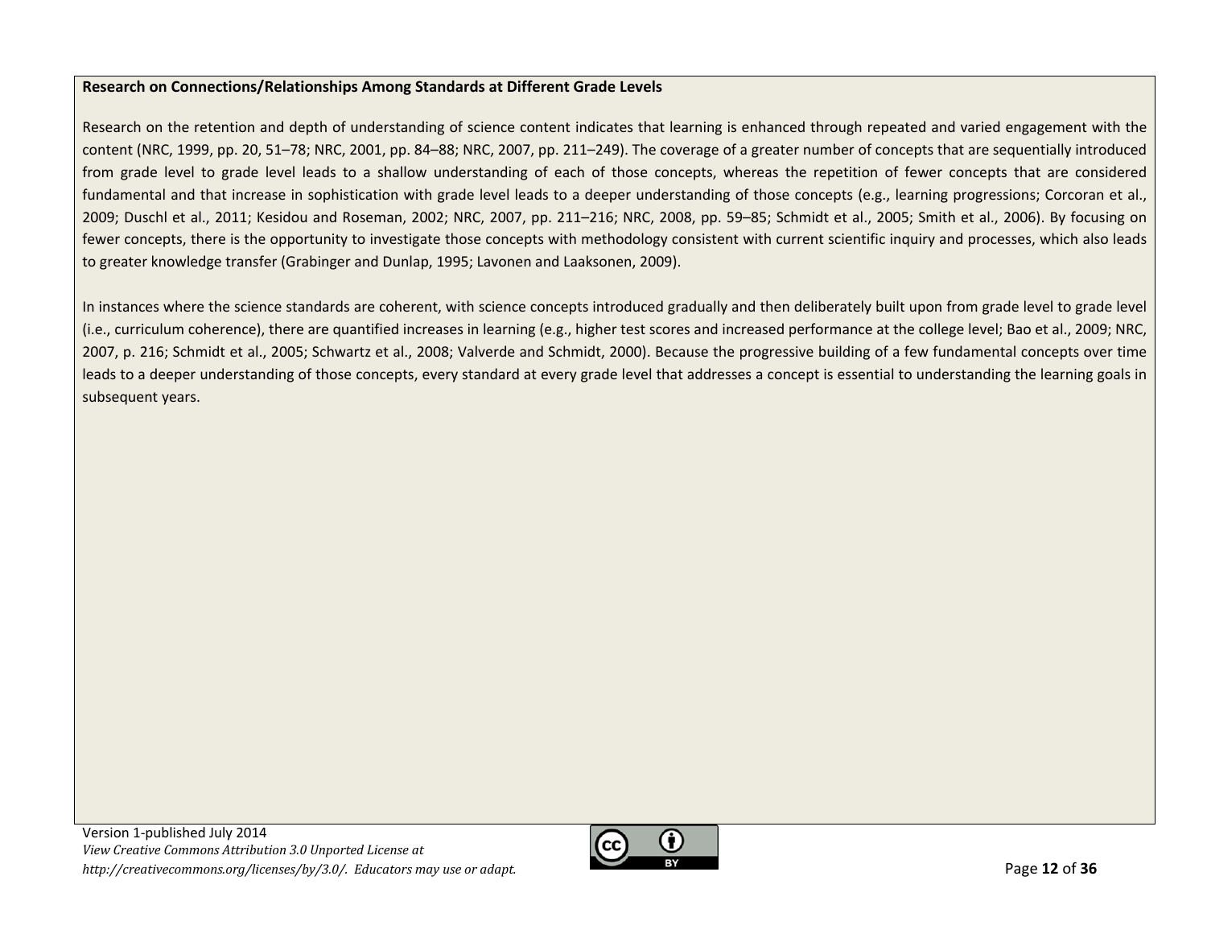**Research on Connections/Relationships Among Standards at Different Grade Levels**

Research on the retention and depth of understanding of science content indicates that learning is enhanced through repeated and varied engagement with the content (NRC, 1999, pp. 20, 51–78; NRC, 2001, pp. 84–88; NRC, 2007, pp. 211–249). The coverage of a greater number of concepts that are sequentially introduced from grade level to grade level leads to a shallow understanding of each of those concepts, whereas the repetition of fewer concepts that are considered fundamental and that increase in sophistication with grade level leads to a deeper understanding of those concepts (e.g., learning progressions; Corcoran et al., 2009; Duschl et al., 2011; Kesidou and Roseman, 2002; NRC, 2007, pp. 211–216; NRC, 2008, pp. 59–85; Schmidt et al., 2005; Smith et al., 2006). By focusing on fewer concepts, there is the opportunity to investigate those concepts with methodology consistent with current scientific inquiry and processes, which also leads to greater knowledge transfer (Grabinger and Dunlap, 1995; Lavonen and Laaksonen, 2009).

In instances where the science standards are coherent, with science concepts introduced gradually and then deliberately built upon from grade level to grade level (i.e., curriculum coherence), there are quantified increases in learning (e.g., higher test scores and increased performance at the college level; Bao et al., 2009; NRC, 2007, p. 216; Schmidt et al., 2005; Schwartz et al., 2008; Valverde and Schmidt, 2000). Because the progressive building of a few fundamental concepts over time leads to a deeper understanding of those concepts, every standard at every grade level that addresses a concept is essential to understanding the learning goals in subsequent years.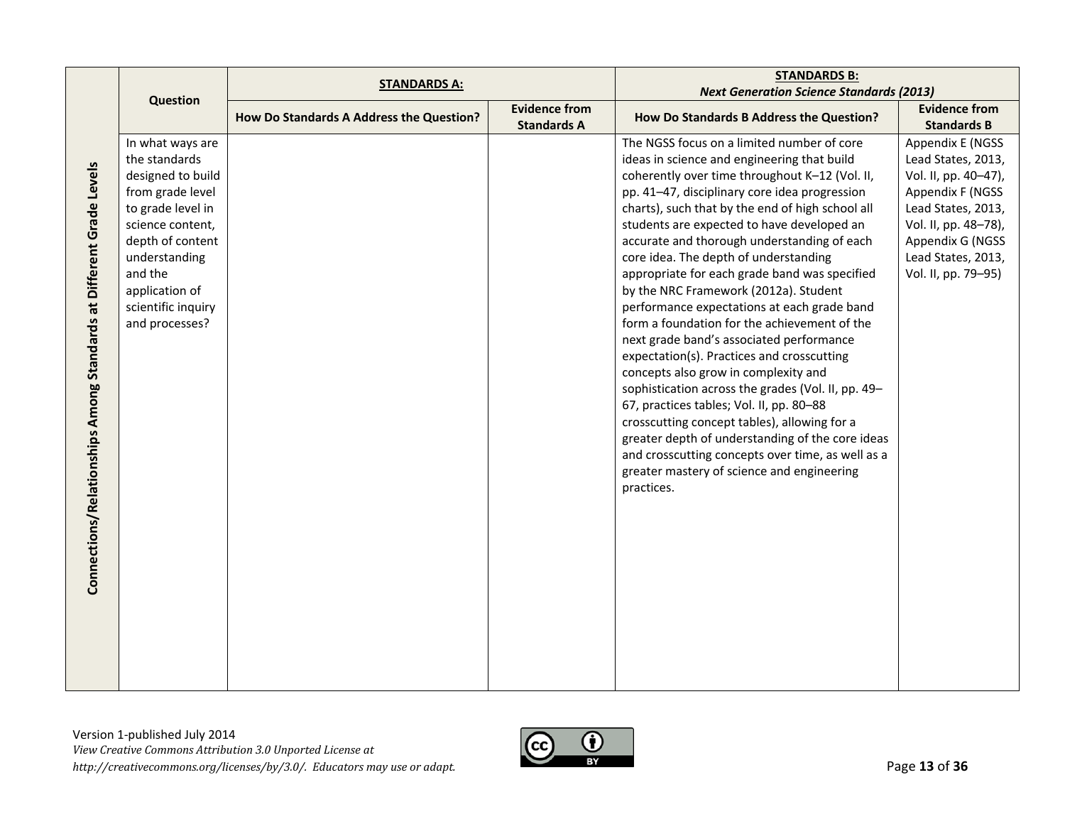| | Question | STANDARDS A: | | STANDARDS B: *Next Generation Science Standards (2013)* | |
|---|---|---|---|---|---|
| | | How Do Standards A Address the Question? | Evidence from Standards A | How Do Standards B Address the Question? | Evidence from Standards B |
| **Connections/Relationships Among Standards at Different Grade Levels** | In what ways are the standards designed to build from grade level to grade level in science content, depth of content understanding and the application of scientific inquiry and processes? | | | The NGSS focus on a limited number of core ideas in science and engineering that build coherently over time throughout K–12 (Vol. II, pp. 41–47, disciplinary core idea progression charts), such that by the end of high school all students are expected to have developed an accurate and thorough understanding of each core idea. The depth of understanding appropriate for each grade band was specified by the NRC Framework (2012a). Student performance expectations at each grade band form a foundation for the achievement of the next grade band's associated performance expectation(s). Practices and crosscutting concepts also grow in complexity and sophistication across the grades (Vol. II, pp. 49–67, practices tables; Vol. II, pp. 80–88 crosscutting concept tables), allowing for a greater depth of understanding of the core ideas and crosscutting concepts over time, as well as a greater mastery of science and engineering practices. | Appendix E (NGSS Lead States, 2013, Vol. II, pp. 40–47), Appendix F (NGSS Lead States, 2013, Vol. II, pp. 48–78), Appendix G (NGSS Lead States, 2013, Vol. II, pp. 79–95) |

Version 1-published July 2014
*View Creative Commons Attribution 3.0 Unported License at http://creativecommons.org/licenses/by/3.0/. Educators may use or adapt.*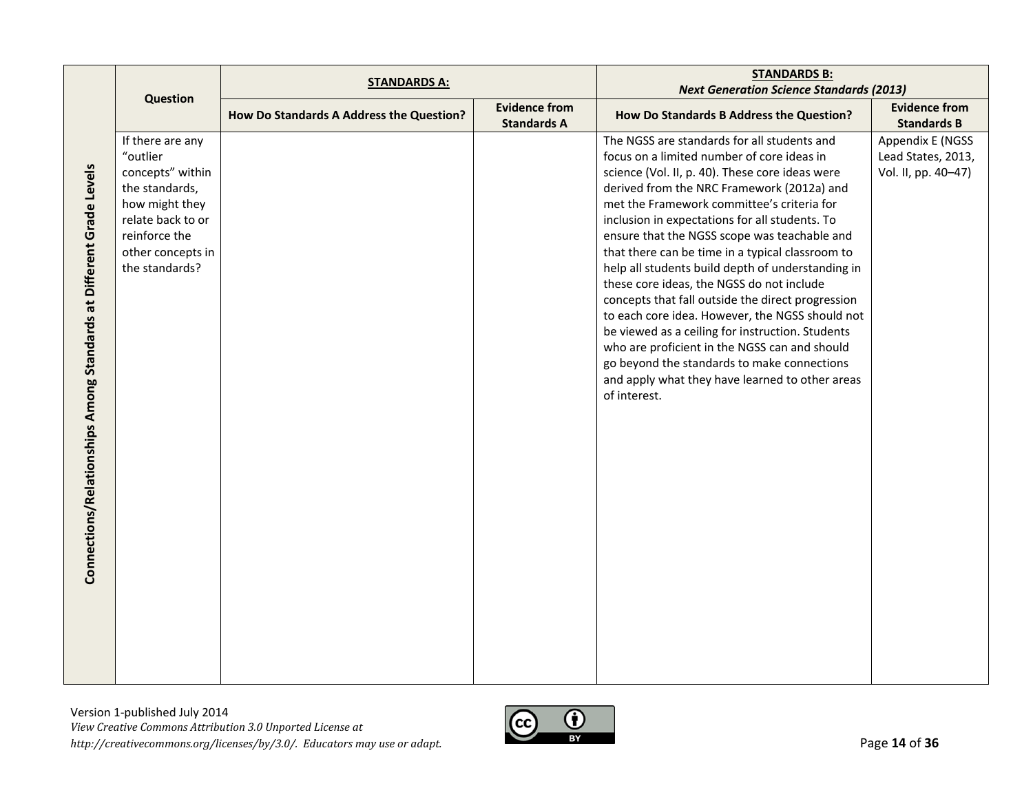| Connections/Relationships Among Standards at Different Grade Levels | Question | **STANDARDS A:** | | ***STANDARDS B: Next Generation Science Standards (2013)*** | |
|---|---|---|---|---|---|
| | | **How Do Standards A Address the Question?** | **Evidence from Standards A** | **How Do Standards B Address the Question?** | **Evidence from Standards B** |
| | If there are any "outlier concepts" within the standards, how might they relate back to or reinforce the other concepts in the standards? | | | The NGSS are standards for all students and focus on a limited number of core ideas in science (Vol. II, p. 40). These core ideas were derived from the NRC Framework (2012a) and met the Framework committee's criteria for inclusion in expectations for all students. To ensure that the NGSS scope was teachable and that there can be time in a typical classroom to help all students build depth of understanding in these core ideas, the NGSS do not include concepts that fall outside the direct progression to each core idea. However, the NGSS should not be viewed as a ceiling for instruction. Students who are proficient in the NGSS can and should go beyond the standards to make connections and apply what they have learned to other areas of interest. | Appendix E (NGSS Lead States, 2013, Vol. II, pp. 40–47) |

Version 1-published July 2014
*View Creative Commons Attribution 3.0 Unported License at http://creativecommons.org/licenses/by/3.0/. Educators may use or adapt.*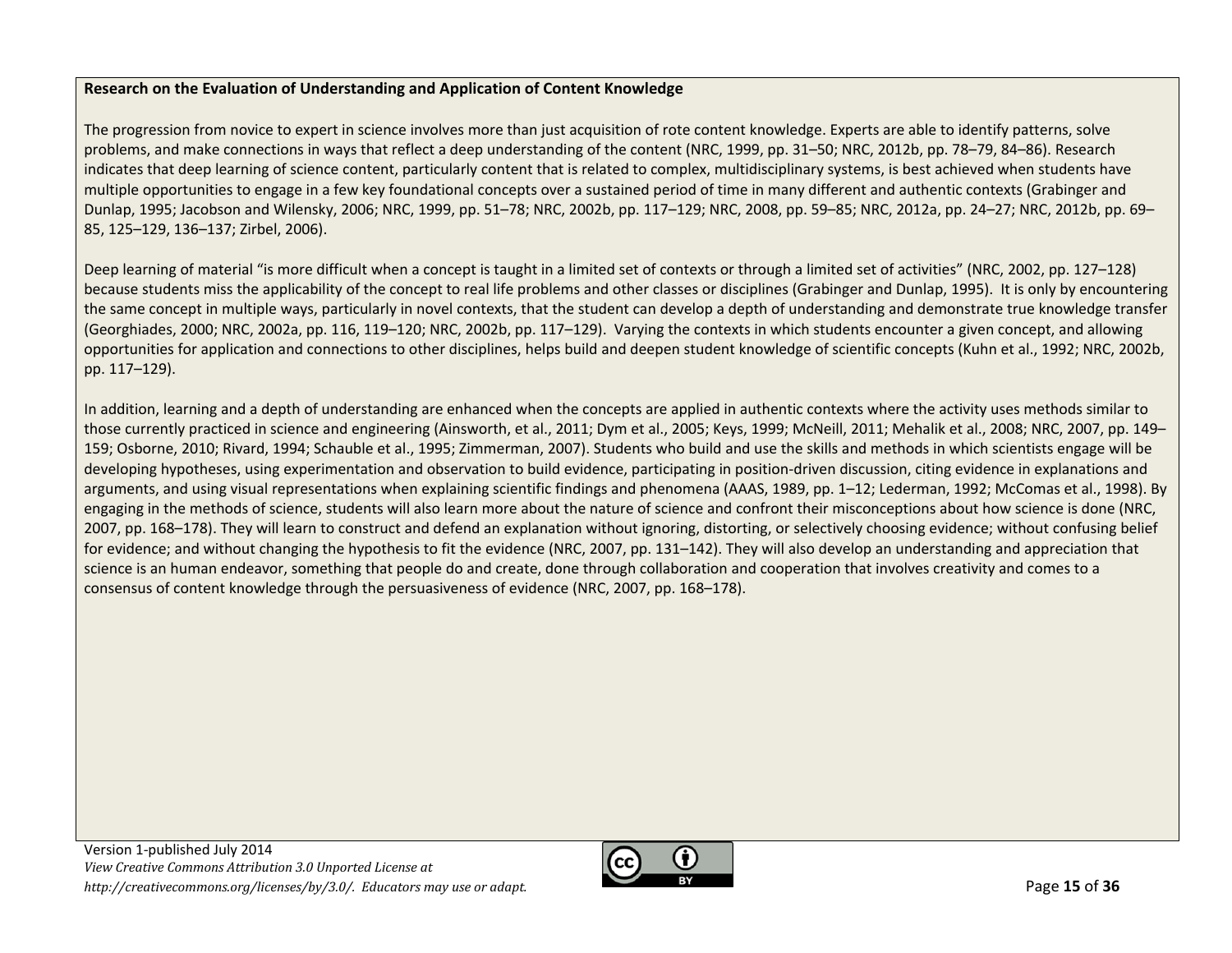**Research on the Evaluation of Understanding and Application of Content Knowledge**

The progression from novice to expert in science involves more than just acquisition of rote content knowledge. Experts are able to identify patterns, solve problems, and make connections in ways that reflect a deep understanding of the content (NRC, 1999, pp. 31–50; NRC, 2012b, pp. 78–79, 84–86). Research indicates that deep learning of science content, particularly content that is related to complex, multidisciplinary systems, is best achieved when students have multiple opportunities to engage in a few key foundational concepts over a sustained period of time in many different and authentic contexts (Grabinger and Dunlap, 1995; Jacobson and Wilensky, 2006; NRC, 1999, pp. 51–78; NRC, 2002b, pp. 117–129; NRC, 2008, pp. 59–85; NRC, 2012a, pp. 24–27; NRC, 2012b, pp. 69–85, 125–129, 136–137; Zirbel, 2006).

Deep learning of material "is more difficult when a concept is taught in a limited set of contexts or through a limited set of activities" (NRC, 2002, pp. 127–128) because students miss the applicability of the concept to real life problems and other classes or disciplines (Grabinger and Dunlap, 1995). It is only by encountering the same concept in multiple ways, particularly in novel contexts, that the student can develop a depth of understanding and demonstrate true knowledge transfer (Georghiades, 2000; NRC, 2002a, pp. 116, 119–120; NRC, 2002b, pp. 117–129). Varying the contexts in which students encounter a given concept, and allowing opportunities for application and connections to other disciplines, helps build and deepen student knowledge of scientific concepts (Kuhn et al., 1992; NRC, 2002b, pp. 117–129).

In addition, learning and a depth of understanding are enhanced when the concepts are applied in authentic contexts where the activity uses methods similar to those currently practiced in science and engineering (Ainsworth, et al., 2011; Dym et al., 2005; Keys, 1999; McNeill, 2011; Mehalik et al., 2008; NRC, 2007, pp. 149–159; Osborne, 2010; Rivard, 1994; Schauble et al., 1995; Zimmerman, 2007). Students who build and use the skills and methods in which scientists engage will be developing hypotheses, using experimentation and observation to build evidence, participating in position-driven discussion, citing evidence in explanations and arguments, and using visual representations when explaining scientific findings and phenomena (AAAS, 1989, pp. 1–12; Lederman, 1992; McComas et al., 1998). By engaging in the methods of science, students will also learn more about the nature of science and confront their misconceptions about how science is done (NRC, 2007, pp. 168–178). They will learn to construct and defend an explanation without ignoring, distorting, or selectively choosing evidence; without confusing belief for evidence; and without changing the hypothesis to fit the evidence (NRC, 2007, pp. 131–142). They will also develop an understanding and appreciation that science is an human endeavor, something that people do and create, done through collaboration and cooperation that involves creativity and comes to a consensus of content knowledge through the persuasiveness of evidence (NRC, 2007, pp. 168–178).

Version 1-published July 2014
*View Creative Commons Attribution 3.0 Unported License at http://creativecommons.org/licenses/by/3.0/. Educators may use or adapt.*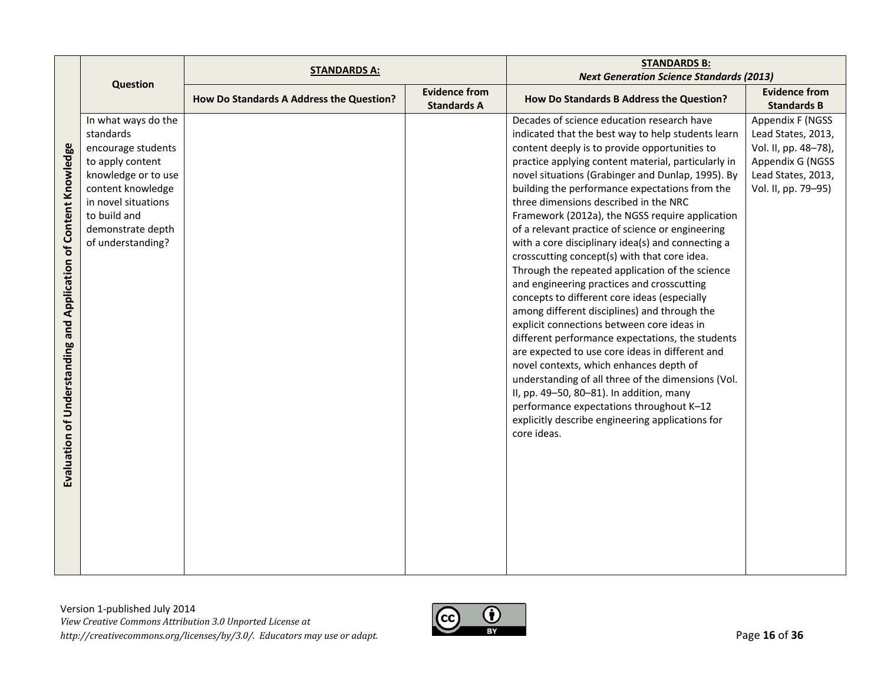| Evaluation of Understanding and Application of Content Knowledge | Question | STANDARDS A: | | STANDARDS B: *Next Generation Science Standards (2013)* | |
|---|---|---|---|---|---|
| | | How Do Standards A Address the Question? | Evidence from Standards A | How Do Standards B Address the Question? | Evidence from Standards B |
| | In what ways do the standards encourage students to apply content knowledge or to use content knowledge in novel situations to build and demonstrate depth of understanding? | | | Decades of science education research have indicated that the best way to help students learn content deeply is to provide opportunities to practice applying content material, particularly in novel situations (Grabinger and Dunlap, 1995). By building the performance expectations from the three dimensions described in the NRC Framework (2012a), the NGSS require application of a relevant practice of science or engineering with a core disciplinary idea(s) and connecting a crosscutting concept(s) with that core idea. Through the repeated application of the science and engineering practices and crosscutting concepts to different core ideas (especially among different disciplines) and through the explicit connections between core ideas in different performance expectations, the students are expected to use core ideas in different and novel contexts, which enhances depth of understanding of all three of the dimensions (Vol. II, pp. 49–50, 80–81). In addition, many performance expectations throughout K–12 explicitly describe engineering applications for core ideas. | Appendix F (NGSS Lead States, 2013, Vol. II, pp. 48–78), Appendix G (NGSS Lead States, 2013, Vol. II, pp. 79–95) |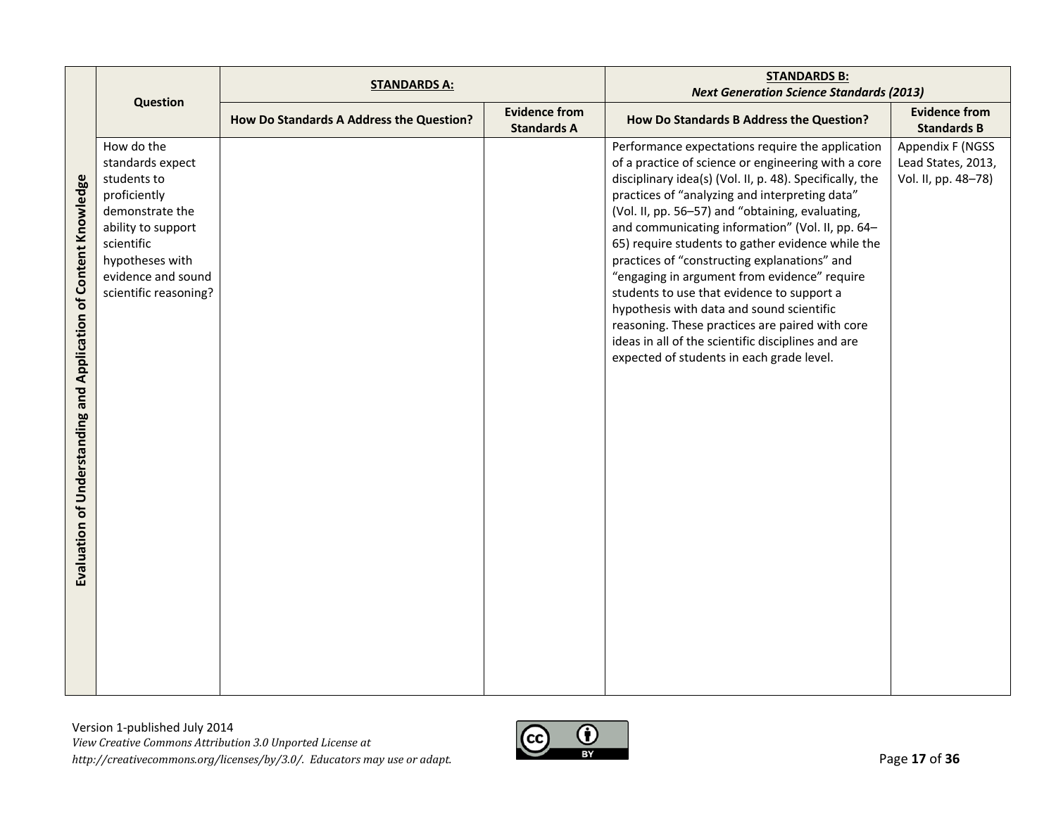| Evaluation of Understanding and Application of Content Knowledge | Question | **STANDARDS A:** | | **STANDARDS B:** *Next Generation Science Standards (2013)* | |
|---|---|---|---|---|---|
| | | **How Do Standards A Address the Question?** | **Evidence from Standards A** | **How Do Standards B Address the Question?** | **Evidence from Standards B** |
| | How do the standards expect students to proficiently demonstrate the ability to support scientific hypotheses with evidence and sound scientific reasoning? | | | Performance expectations require the application of a practice of science or engineering with a core disciplinary idea(s) (Vol. II, p. 48). Specifically, the practices of "analyzing and interpreting data" (Vol. II, pp. 56–57) and "obtaining, evaluating, and communicating information" (Vol. II, pp. 64–65) require students to gather evidence while the practices of "constructing explanations" and "engaging in argument from evidence" require students to use that evidence to support a hypothesis with data and sound scientific reasoning. These practices are paired with core ideas in all of the scientific disciplines and are expected of students in each grade level. | Appendix F (NGSS Lead States, 2013, Vol. II, pp. 48–78) |

Version 1-published July 2014
*View Creative Commons Attribution 3.0 Unported License at http://creativecommons.org/licenses/by/3.0/. Educators may use or adapt.*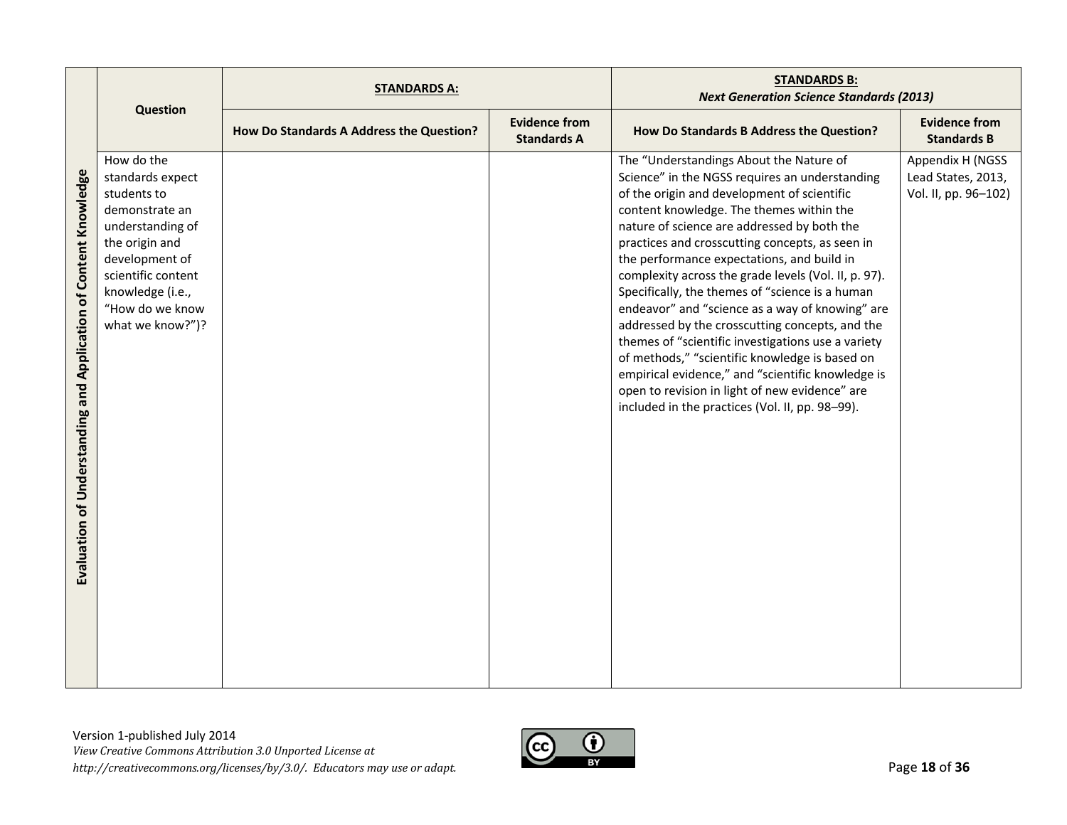| | Question | STANDARDS A: | | STANDARDS B: *Next Generation Science Standards (2013)* | |
|---|---|---|---|---|---|
| | | How Do Standards A Address the Question? | Evidence from Standards A | How Do Standards B Address the Question? | Evidence from Standards B |
| **Evaluation of Understanding and Application of Content Knowledge** | How do the standards expect students to demonstrate an understanding of the origin and development of scientific content knowledge (i.e., "How do we know what we know?")? | | | The "Understandings About the Nature of Science" in the NGSS requires an understanding of the origin and development of scientific content knowledge. The themes within the nature of science are addressed by both the practices and crosscutting concepts, as seen in the performance expectations, and build in complexity across the grade levels (Vol. II, p. 97). Specifically, the themes of "science is a human endeavor" and "science as a way of knowing" are addressed by the crosscutting concepts, and the themes of "scientific investigations use a variety of methods," "scientific knowledge is based on empirical evidence," and "scientific knowledge is open to revision in light of new evidence" are included in the practices (Vol. II, pp. 98–99). | Appendix H (NGSS Lead States, 2013, Vol. II, pp. 96–102) |

Version 1-published July 2014
*View Creative Commons Attribution 3.0 Unported License at http://creativecommons.org/licenses/by/3.0/. Educators may use or adapt.*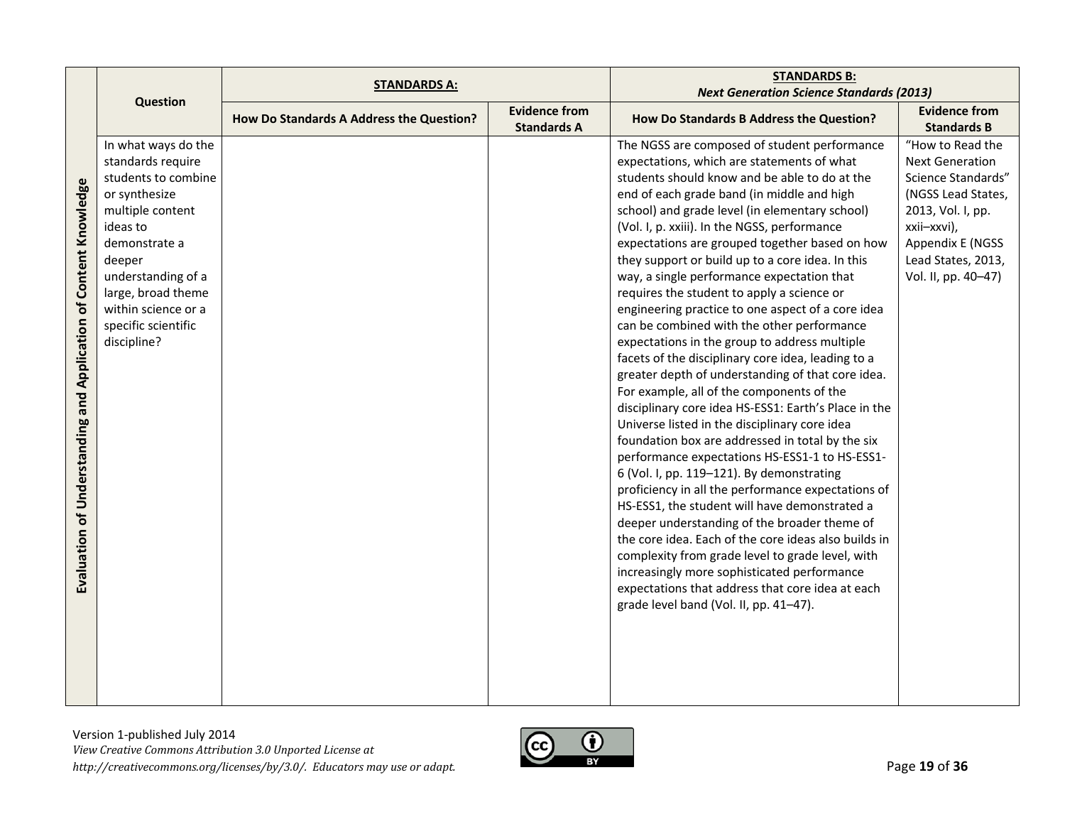| | Question | STANDARDS A: | | STANDARDS B: *Next Generation Science Standards (2013)* | |
|---|---|---|---|---|---|
| | | How Do Standards A Address the Question? | Evidence from Standards A | How Do Standards B Address the Question? | Evidence from Standards B |
| **Evaluation of Understanding and Application of Content Knowledge** | In what ways do the standards require students to combine or synthesize multiple content ideas to demonstrate a deeper understanding of a large, broad theme within science or a specific scientific discipline? | | | The NGSS are composed of student performance expectations, which are statements of what students should know and be able to do at the end of each grade band (in middle and high school) and grade level (in elementary school) (Vol. I, p. xxiii). In the NGSS, performance expectations are grouped together based on how they support or build up to a core idea. In this way, a single performance expectation that requires the student to apply a science or engineering practice to one aspect of a core idea can be combined with the other performance expectations in the group to address multiple facets of the disciplinary core idea, leading to a greater depth of understanding of that core idea. For example, all of the components of the disciplinary core idea HS-ESS1: Earth's Place in the Universe listed in the disciplinary core idea foundation box are addressed in total by the six performance expectations HS-ESS1-1 to HS-ESS1-6 (Vol. I, pp. 119–121). By demonstrating proficiency in all the performance expectations of HS-ESS1, the student will have demonstrated a deeper understanding of the broader theme of the core idea. Each of the core ideas also builds in complexity from grade level to grade level, with increasingly more sophisticated performance expectations that address that core idea at each grade level band (Vol. II, pp. 41–47). | "How to Read the Next Generation Science Standards" (NGSS Lead States, 2013, Vol. I, pp. xxii–xxvi), Appendix E (NGSS Lead States, 2013, Vol. II, pp. 40–47) |

Version 1-published July 2014
*View Creative Commons Attribution 3.0 Unported License at http://creativecommons.org/licenses/by/3.0/. Educators may use or adapt.*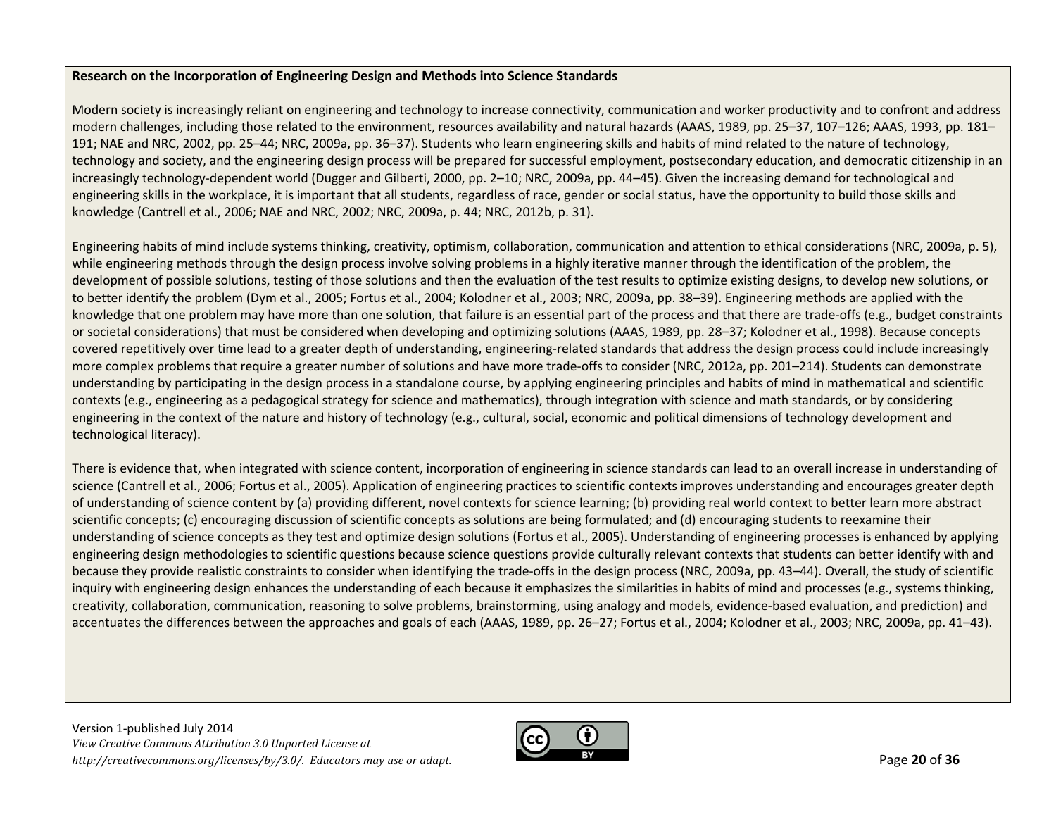**Research on the Incorporation of Engineering Design and Methods into Science Standards**

Modern society is increasingly reliant on engineering and technology to increase connectivity, communication and worker productivity and to confront and address modern challenges, including those related to the environment, resources availability and natural hazards (AAAS, 1989, pp. 25–37, 107–126; AAAS, 1993, pp. 181–191; NAE and NRC, 2002, pp. 25–44; NRC, 2009a, pp. 36–37). Students who learn engineering skills and habits of mind related to the nature of technology, technology and society, and the engineering design process will be prepared for successful employment, postsecondary education, and democratic citizenship in an increasingly technology-dependent world (Dugger and Gilberti, 2000, pp. 2–10; NRC, 2009a, pp. 44–45). Given the increasing demand for technological and engineering skills in the workplace, it is important that all students, regardless of race, gender or social status, have the opportunity to build those skills and knowledge (Cantrell et al., 2006; NAE and NRC, 2002; NRC, 2009a, p. 44; NRC, 2012b, p. 31).

Engineering habits of mind include systems thinking, creativity, optimism, collaboration, communication and attention to ethical considerations (NRC, 2009a, p. 5), while engineering methods through the design process involve solving problems in a highly iterative manner through the identification of the problem, the development of possible solutions, testing of those solutions and then the evaluation of the test results to optimize existing designs, to develop new solutions, or to better identify the problem (Dym et al., 2005; Fortus et al., 2004; Kolodner et al., 2003; NRC, 2009a, pp. 38–39). Engineering methods are applied with the knowledge that one problem may have more than one solution, that failure is an essential part of the process and that there are trade-offs (e.g., budget constraints or societal considerations) that must be considered when developing and optimizing solutions (AAAS, 1989, pp. 28–37; Kolodner et al., 1998). Because concepts covered repetitively over time lead to a greater depth of understanding, engineering-related standards that address the design process could include increasingly more complex problems that require a greater number of solutions and have more trade-offs to consider (NRC, 2012a, pp. 201–214). Students can demonstrate understanding by participating in the design process in a standalone course, by applying engineering principles and habits of mind in mathematical and scientific contexts (e.g., engineering as a pedagogical strategy for science and mathematics), through integration with science and math standards, or by considering engineering in the context of the nature and history of technology (e.g., cultural, social, economic and political dimensions of technology development and technological literacy).

There is evidence that, when integrated with science content, incorporation of engineering in science standards can lead to an overall increase in understanding of science (Cantrell et al., 2006; Fortus et al., 2005). Application of engineering practices to scientific contexts improves understanding and encourages greater depth of understanding of science content by (a) providing different, novel contexts for science learning; (b) providing real world context to better learn more abstract scientific concepts; (c) encouraging discussion of scientific concepts as solutions are being formulated; and (d) encouraging students to reexamine their understanding of science concepts as they test and optimize design solutions (Fortus et al., 2005). Understanding of engineering processes is enhanced by applying engineering design methodologies to scientific questions because science questions provide culturally relevant contexts that students can better identify with and because they provide realistic constraints to consider when identifying the trade-offs in the design process (NRC, 2009a, pp. 43–44). Overall, the study of scientific inquiry with engineering design enhances the understanding of each because it emphasizes the similarities in habits of mind and processes (e.g., systems thinking, creativity, collaboration, communication, reasoning to solve problems, brainstorming, using analogy and models, evidence-based evaluation, and prediction) and accentuates the differences between the approaches and goals of each (AAAS, 1989, pp. 26–27; Fortus et al., 2004; Kolodner et al., 2003; NRC, 2009a, pp. 41–43).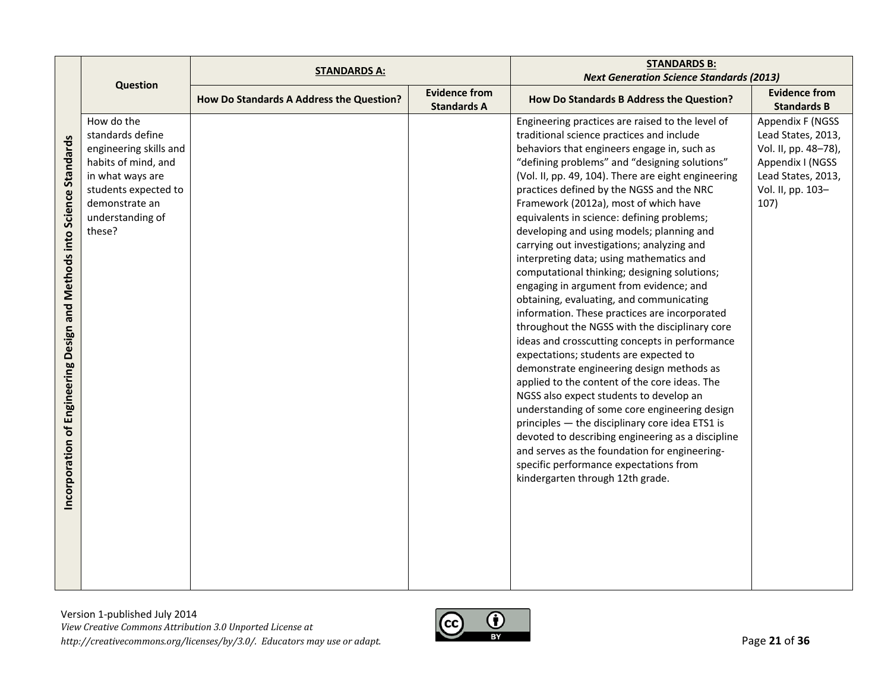| Incorporation of Engineering Design and Methods into Science Standards | Question | STANDARDS A: | | STANDARDS B: *Next Generation Science Standards (2013)* | |
|---|---|---|---|---|---|
| | | **How Do Standards A Address the Question?** | **Evidence from Standards A** | **How Do Standards B Address the Question?** | **Evidence from Standards B** |
| | How do the standards define engineering skills and habits of mind, and in what ways are students expected to demonstrate an understanding of these? | | | Engineering practices are raised to the level of traditional science practices and include behaviors that engineers engage in, such as "defining problems" and "designing solutions" (Vol. II, pp. 49, 104). There are eight engineering practices defined by the NGSS and the NRC Framework (2012a), most of which have equivalents in science: defining problems; developing and using models; planning and carrying out investigations; analyzing and interpreting data; using mathematics and computational thinking; designing solutions; engaging in argument from evidence; and obtaining, evaluating, and communicating information. These practices are incorporated throughout the NGSS with the disciplinary core ideas and crosscutting concepts in performance expectations; students are expected to demonstrate engineering design methods as applied to the content of the core ideas. The NGSS also expect students to develop an understanding of some core engineering design principles — the disciplinary core idea ETS1 is devoted to describing engineering as a discipline and serves as the foundation for engineering-specific performance expectations from kindergarten through 12th grade. | Appendix F (NGSS Lead States, 2013, Vol. II, pp. 48–78), Appendix I (NGSS Lead States, 2013, Vol. II, pp. 103–107) |

Version 1-published July 2014
*View Creative Commons Attribution 3.0 Unported License at http://creativecommons.org/licenses/by/3.0/. Educators may use or adapt.*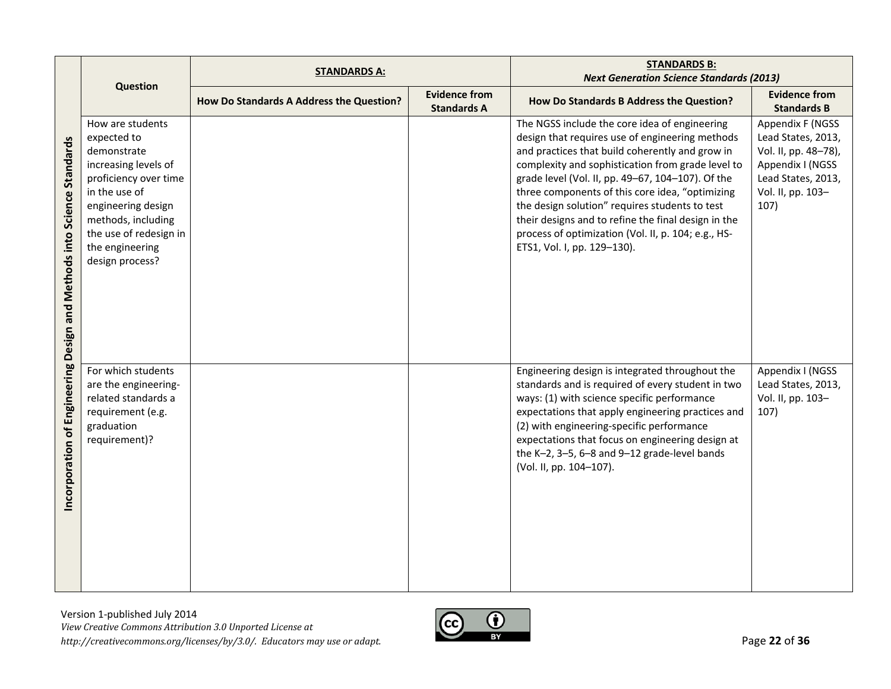| Incorporation of Engineering Design and Methods into Science Standards | Question | STANDARDS A: | | STANDARDS B: *Next Generation Science Standards (2013)* | |
|---|---|---|---|---|---|
| | | **How Do Standards A Address the Question?** | **Evidence from Standards A** | **How Do Standards B Address the Question?** | **Evidence from Standards B** |
| | How are students expected to demonstrate increasing levels of proficiency over time in the use of engineering design methods, including the use of redesign in the engineering design process? | | | The NGSS include the core idea of engineering design that requires use of engineering methods and practices that build coherently and grow in complexity and sophistication from grade level to grade level (Vol. II, pp. 49–67, 104–107). Of the three components of this core idea, "optimizing the design solution" requires students to test their designs and to refine the final design in the process of optimization (Vol. II, p. 104; e.g., HS-ETS1, Vol. I, pp. 129–130). | Appendix F (NGSS Lead States, 2013, Vol. II, pp. 48–78), Appendix I (NGSS Lead States, 2013, Vol. II, pp. 103–107) |
| | For which students are the engineering-related standards a requirement (e.g. graduation requirement)? | | | Engineering design is integrated throughout the standards and is required of every student in two ways: (1) with science specific performance expectations that apply engineering practices and (2) with engineering-specific performance expectations that focus on engineering design at the K–2, 3–5, 6–8 and 9–12 grade-level bands (Vol. II, pp. 104–107). | Appendix I (NGSS Lead States, 2013, Vol. II, pp. 103–107) |

Version 1-published July 2014
*View Creative Commons Attribution 3.0 Unported License at http://creativecommons.org/licenses/by/3.0/. Educators may use or adapt.*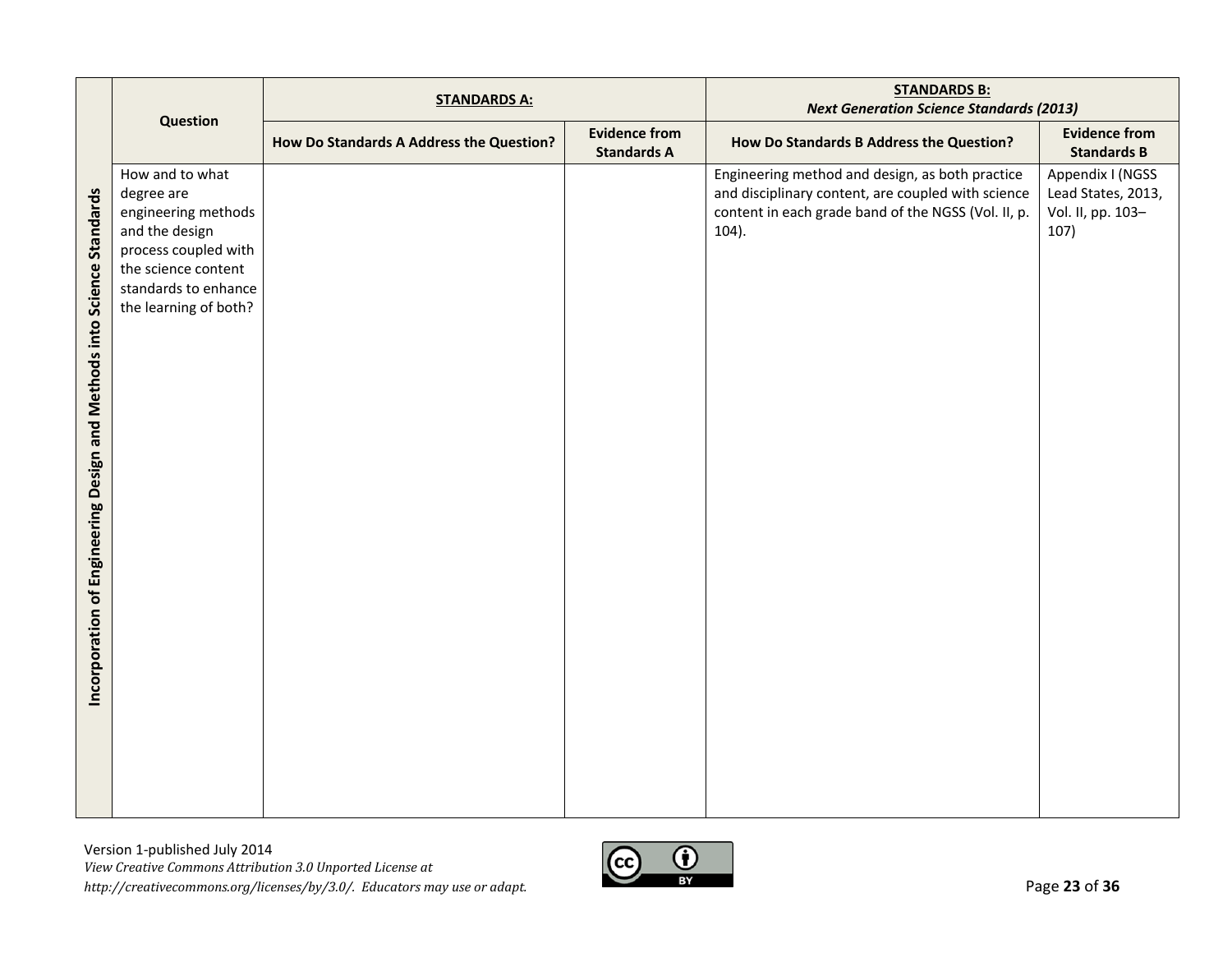| Incorporation of Engineering Design and Methods into Science Standards | Question | **STANDARDS A:** | | **STANDARDS B:** *Next Generation Science Standards (2013)* | |
|---|---|---|---|---|---|
| | | **How Do Standards A Address the Question?** | **Evidence from Standards A** | **How Do Standards B Address the Question?** | **Evidence from Standards B** |
| | How and to what degree are engineering methods and the design process coupled with the science content standards to enhance the learning of both? | | | Engineering method and design, as both practice and disciplinary content, are coupled with science content in each grade band of the NGSS (Vol. II, p. 104). | Appendix I (NGSS Lead States, 2013, Vol. II, pp. 103–107) |

Version 1-published July 2014
*View Creative Commons Attribution 3.0 Unported License at http://creativecommons.org/licenses/by/3.0/. Educators may use or adapt.*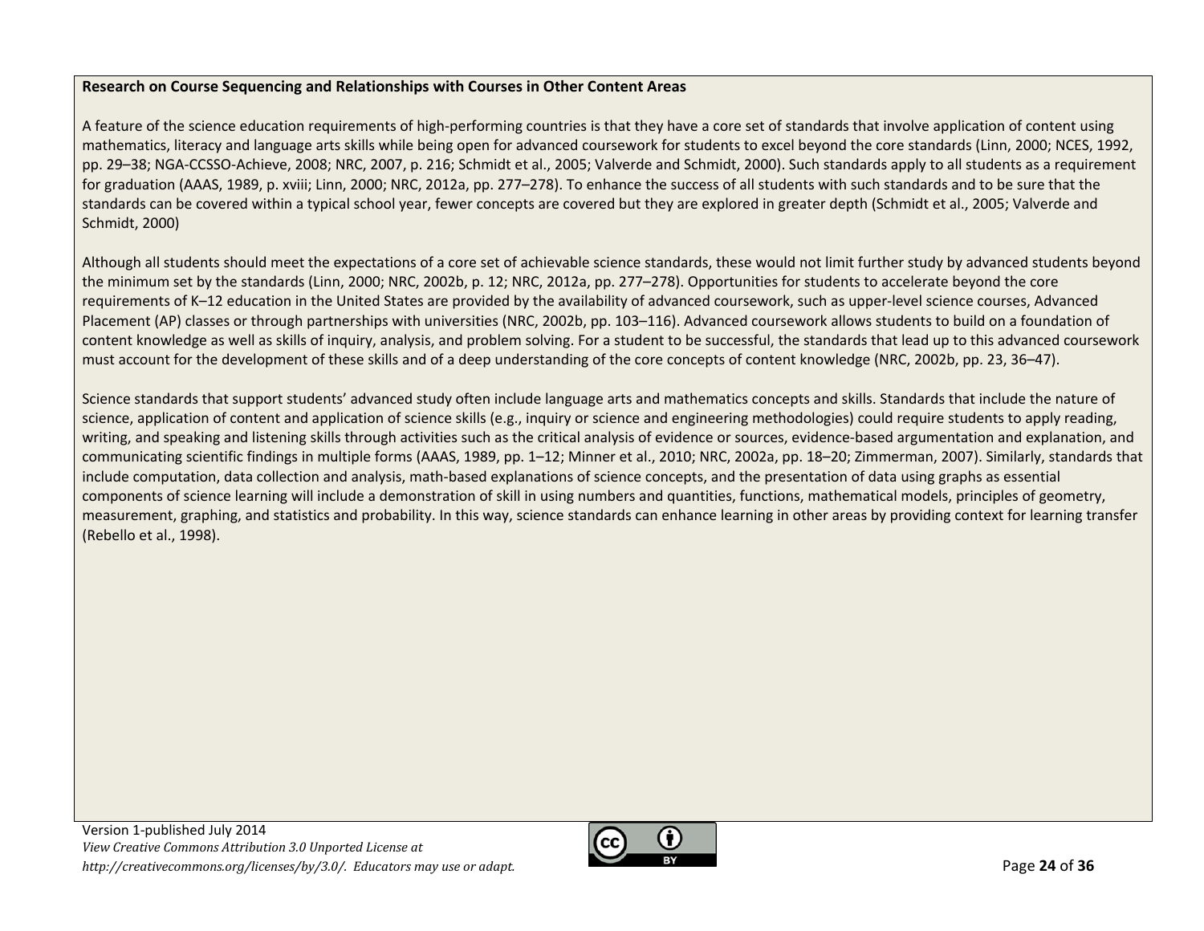**Research on Course Sequencing and Relationships with Courses in Other Content Areas**

A feature of the science education requirements of high-performing countries is that they have a core set of standards that involve application of content using mathematics, literacy and language arts skills while being open for advanced coursework for students to excel beyond the core standards (Linn, 2000; NCES, 1992, pp. 29–38; NGA-CCSSO-Achieve, 2008; NRC, 2007, p. 216; Schmidt et al., 2005; Valverde and Schmidt, 2000). Such standards apply to all students as a requirement for graduation (AAAS, 1989, p. xviii; Linn, 2000; NRC, 2012a, pp. 277–278). To enhance the success of all students with such standards and to be sure that the standards can be covered within a typical school year, fewer concepts are covered but they are explored in greater depth (Schmidt et al., 2005; Valverde and Schmidt, 2000)

Although all students should meet the expectations of a core set of achievable science standards, these would not limit further study by advanced students beyond the minimum set by the standards (Linn, 2000; NRC, 2002b, p. 12; NRC, 2012a, pp. 277–278). Opportunities for students to accelerate beyond the core requirements of K–12 education in the United States are provided by the availability of advanced coursework, such as upper-level science courses, Advanced Placement (AP) classes or through partnerships with universities (NRC, 2002b, pp. 103–116). Advanced coursework allows students to build on a foundation of content knowledge as well as skills of inquiry, analysis, and problem solving. For a student to be successful, the standards that lead up to this advanced coursework must account for the development of these skills and of a deep understanding of the core concepts of content knowledge (NRC, 2002b, pp. 23, 36–47).

Science standards that support students' advanced study often include language arts and mathematics concepts and skills. Standards that include the nature of science, application of content and application of science skills (e.g., inquiry or science and engineering methodologies) could require students to apply reading, writing, and speaking and listening skills through activities such as the critical analysis of evidence or sources, evidence-based argumentation and explanation, and communicating scientific findings in multiple forms (AAAS, 1989, pp. 1–12; Minner et al., 2010; NRC, 2002a, pp. 18–20; Zimmerman, 2007). Similarly, standards that include computation, data collection and analysis, math-based explanations of science concepts, and the presentation of data using graphs as essential components of science learning will include a demonstration of skill in using numbers and quantities, functions, mathematical models, principles of geometry, measurement, graphing, and statistics and probability. In this way, science standards can enhance learning in other areas by providing context for learning transfer (Rebello et al., 1998).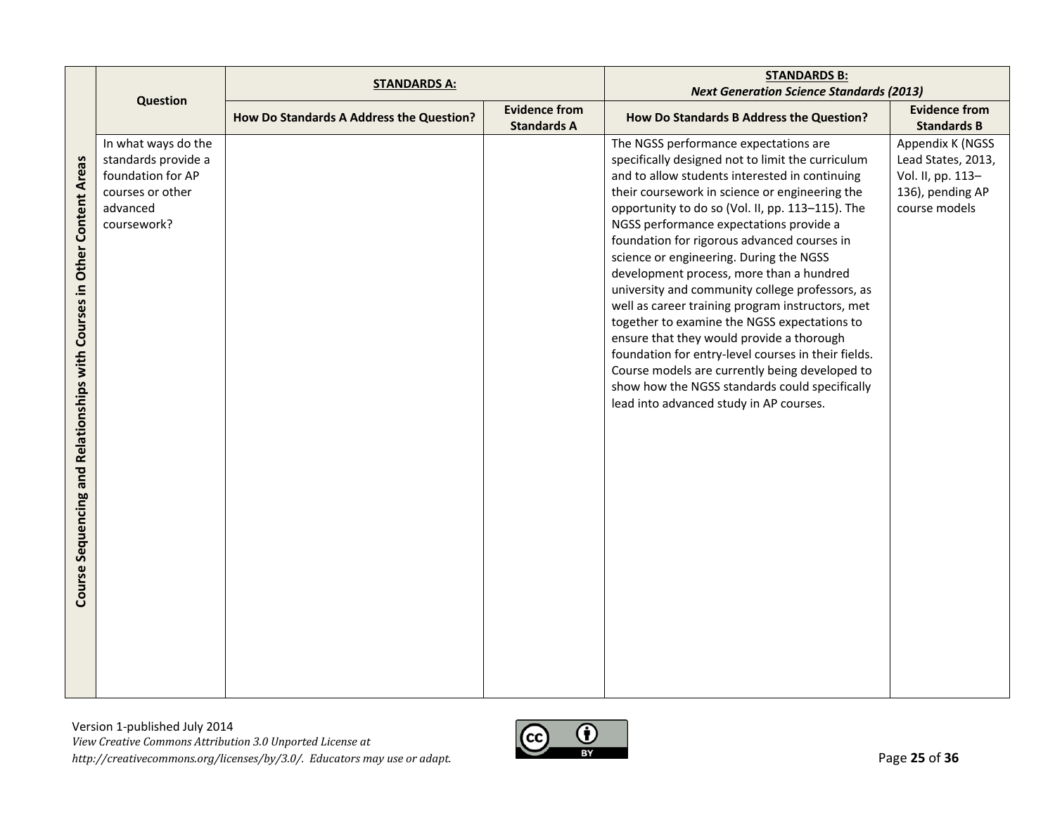| Course Sequencing and Relationships with Courses in Other Content Areas | Question | **STANDARDS A:** | | **STANDARDS B:** ***Next Generation Science Standards (2013)*** | |
|---|---|---|---|---|---|
| | | **How Do Standards A Address the Question?** | **Evidence from Standards A** | **How Do Standards B Address the Question?** | **Evidence from Standards B** |
| | In what ways do the standards provide a foundation for AP courses or other advanced coursework? | | | The NGSS performance expectations are specifically designed not to limit the curriculum and to allow students interested in continuing their coursework in science or engineering the opportunity to do so (Vol. II, pp. 113–115). The NGSS performance expectations provide a foundation for rigorous advanced courses in science or engineering. During the NGSS development process, more than a hundred university and community college professors, as well as career training program instructors, met together to examine the NGSS expectations to ensure that they would provide a thorough foundation for entry-level courses in their fields. Course models are currently being developed to show how the NGSS standards could specifically lead into advanced study in AP courses. | Appendix K (NGSS Lead States, 2013, Vol. II, pp. 113–136), pending AP course models |

Version 1-published July 2014
*View Creative Commons Attribution 3.0 Unported License at http://creativecommons.org/licenses/by/3.0/. Educators may use or adapt.*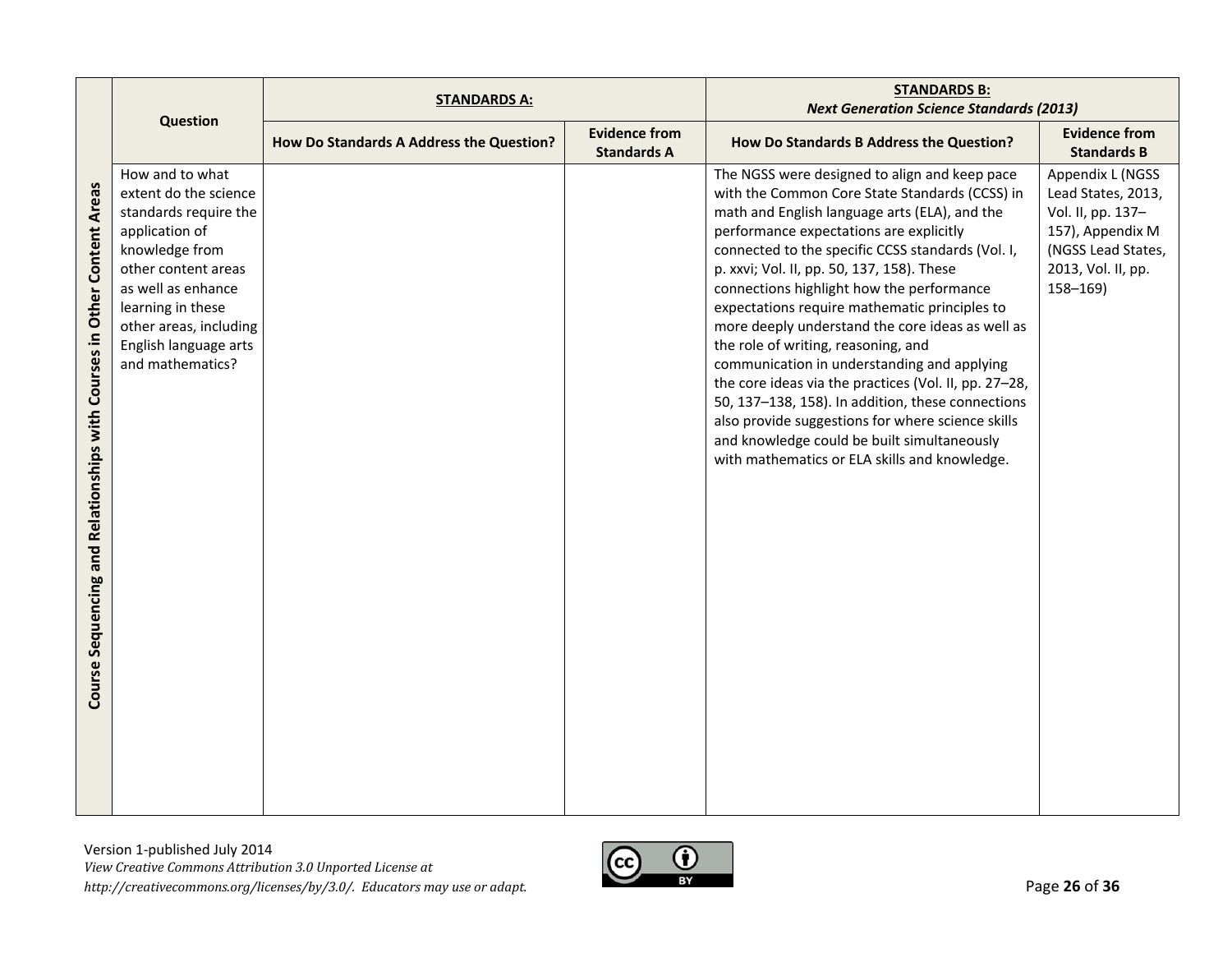| Course Sequencing and Relationships with Courses in Other Content Areas | Question | STANDARDS A: | | STANDARDS B: *Next Generation Science Standards (2013)* | |
|---|---|---|---|---|---|
| | | How Do Standards A Address the Question? | Evidence from Standards A | How Do Standards B Address the Question? | Evidence from Standards B |
| | How and to what extent do the science standards require the application of knowledge from other content areas as well as enhance learning in these other areas, including English language arts and mathematics? | | | The NGSS were designed to align and keep pace with the Common Core State Standards (CCSS) in math and English language arts (ELA), and the performance expectations are explicitly connected to the specific CCSS standards (Vol. I, p. xxvi; Vol. II, pp. 50, 137, 158). These connections highlight how the performance expectations require mathematic principles to more deeply understand the core ideas as well as the role of writing, reasoning, and communication in understanding and applying the core ideas via the practices (Vol. II, pp. 27–28, 50, 137–138, 158). In addition, these connections also provide suggestions for where science skills and knowledge could be built simultaneously with mathematics or ELA skills and knowledge. | Appendix L (NGSS Lead States, 2013, Vol. II, pp. 137–157), Appendix M (NGSS Lead States, 2013, Vol. II, pp. 158–169) |

Version 1-published July 2014
*View Creative Commons Attribution 3.0 Unported License at http://creativecommons.org/licenses/by/3.0/. Educators may use or adapt.*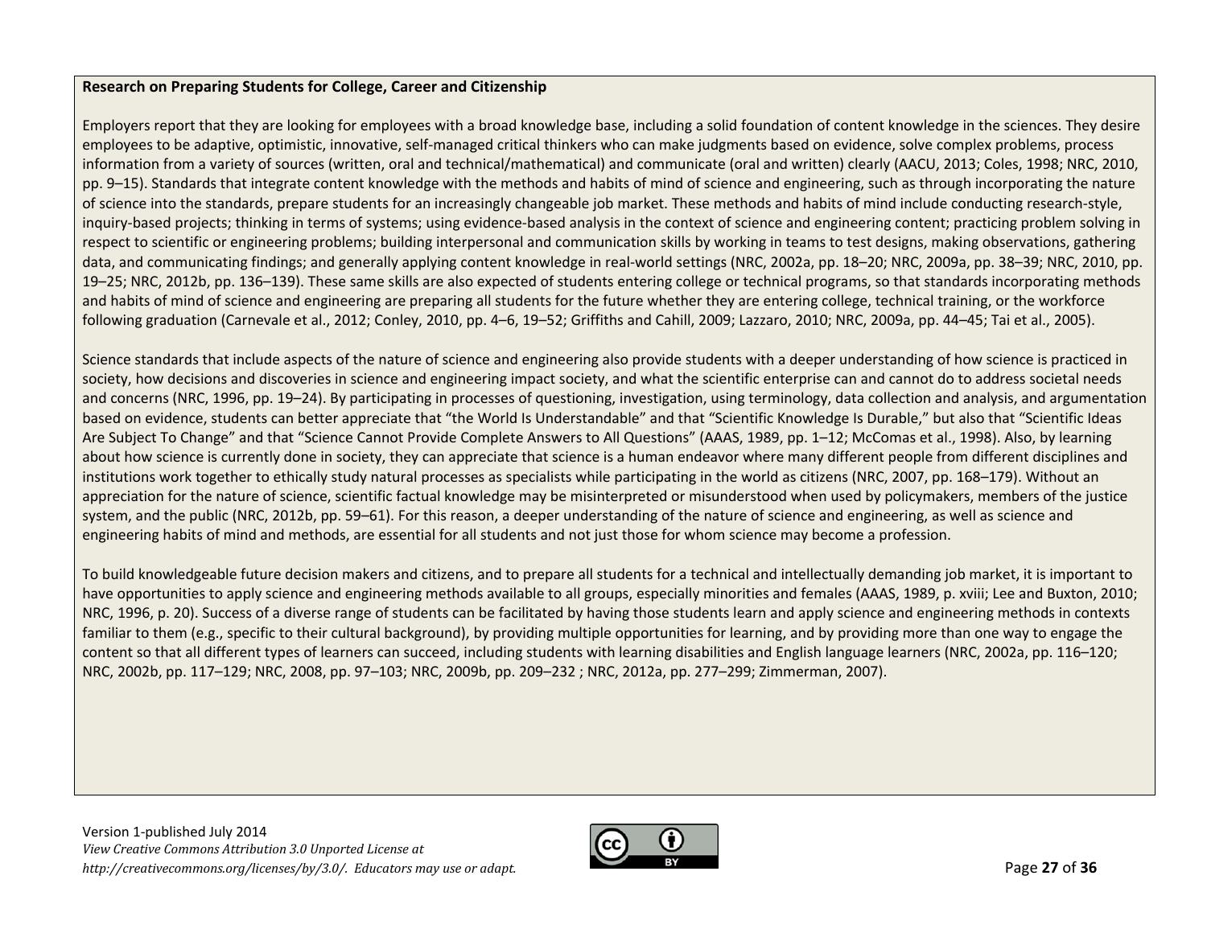**Research on Preparing Students for College, Career and Citizenship**

Employers report that they are looking for employees with a broad knowledge base, including a solid foundation of content knowledge in the sciences. They desire employees to be adaptive, optimistic, innovative, self-managed critical thinkers who can make judgments based on evidence, solve complex problems, process information from a variety of sources (written, oral and technical/mathematical) and communicate (oral and written) clearly (AACU, 2013; Coles, 1998; NRC, 2010, pp. 9–15). Standards that integrate content knowledge with the methods and habits of mind of science and engineering, such as through incorporating the nature of science into the standards, prepare students for an increasingly changeable job market. These methods and habits of mind include conducting research-style, inquiry-based projects; thinking in terms of systems; using evidence-based analysis in the context of science and engineering content; practicing problem solving in respect to scientific or engineering problems; building interpersonal and communication skills by working in teams to test designs, making observations, gathering data, and communicating findings; and generally applying content knowledge in real-world settings (NRC, 2002a, pp. 18–20; NRC, 2009a, pp. 38–39; NRC, 2010, pp. 19–25; NRC, 2012b, pp. 136–139). These same skills are also expected of students entering college or technical programs, so that standards incorporating methods and habits of mind of science and engineering are preparing all students for the future whether they are entering college, technical training, or the workforce following graduation (Carnevale et al., 2012; Conley, 2010, pp. 4–6, 19–52; Griffiths and Cahill, 2009; Lazzaro, 2010; NRC, 2009a, pp. 44–45; Tai et al., 2005).

Science standards that include aspects of the nature of science and engineering also provide students with a deeper understanding of how science is practiced in society, how decisions and discoveries in science and engineering impact society, and what the scientific enterprise can and cannot do to address societal needs and concerns (NRC, 1996, pp. 19–24). By participating in processes of questioning, investigation, using terminology, data collection and analysis, and argumentation based on evidence, students can better appreciate that "the World Is Understandable" and that "Scientific Knowledge Is Durable," but also that "Scientific Ideas Are Subject To Change" and that "Science Cannot Provide Complete Answers to All Questions" (AAAS, 1989, pp. 1–12; McComas et al., 1998). Also, by learning about how science is currently done in society, they can appreciate that science is a human endeavor where many different people from different disciplines and institutions work together to ethically study natural processes as specialists while participating in the world as citizens (NRC, 2007, pp. 168–179). Without an appreciation for the nature of science, scientific factual knowledge may be misinterpreted or misunderstood when used by policymakers, members of the justice system, and the public (NRC, 2012b, pp. 59–61). For this reason, a deeper understanding of the nature of science and engineering, as well as science and engineering habits of mind and methods, are essential for all students and not just those for whom science may become a profession.

To build knowledgeable future decision makers and citizens, and to prepare all students for a technical and intellectually demanding job market, it is important to have opportunities to apply science and engineering methods available to all groups, especially minorities and females (AAAS, 1989, p. xviii; Lee and Buxton, 2010; NRC, 1996, p. 20). Success of a diverse range of students can be facilitated by having those students learn and apply science and engineering methods in contexts familiar to them (e.g., specific to their cultural background), by providing multiple opportunities for learning, and by providing more than one way to engage the content so that all different types of learners can succeed, including students with learning disabilities and English language learners (NRC, 2002a, pp. 116–120; NRC, 2002b, pp. 117–129; NRC, 2008, pp. 97–103; NRC, 2009b, pp. 209–232 ; NRC, 2012a, pp. 277–299; Zimmerman, 2007).

Version 1-published July 2014
*View Creative Commons Attribution 3.0 Unported License at http://creativecommons.org/licenses/by/3.0/. Educators may use or adapt.*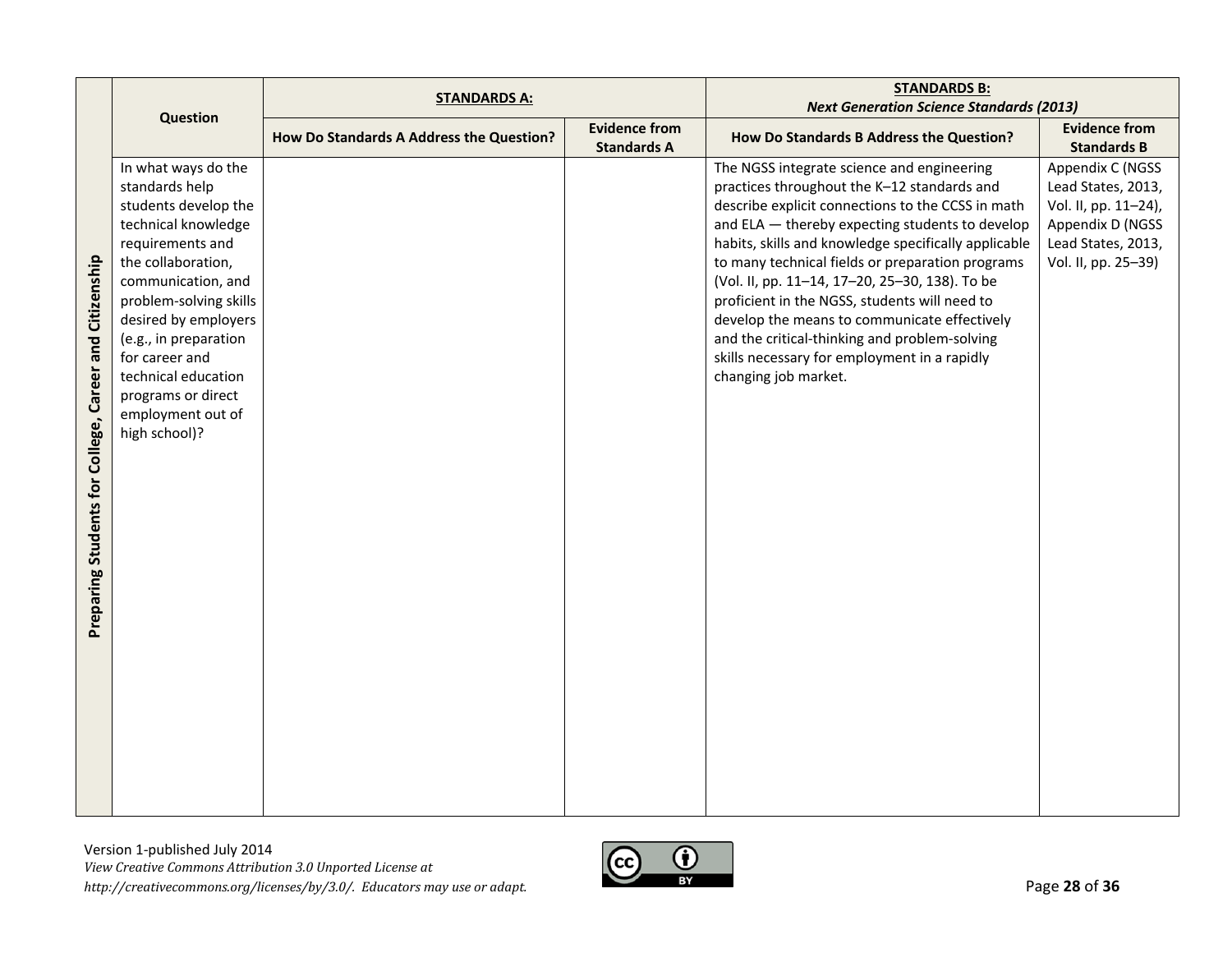| Preparing Students for College, Career and Citizenship | Question | **STANDARDS A:** | | **STANDARDS B:** *Next Generation Science Standards (2013)* | |
|---|---|---|---|---|---|
| | | **How Do Standards A Address the Question?** | **Evidence from Standards A** | **How Do Standards B Address the Question?** | **Evidence from Standards B** |
| | In what ways do the standards help students develop the technical knowledge requirements and the collaboration, communication, and problem-solving skills desired by employers (e.g., in preparation for career and technical education programs or direct employment out of high school)? | | | The NGSS integrate science and engineering practices throughout the K–12 standards and describe explicit connections to the CCSS in math and ELA — thereby expecting students to develop habits, skills and knowledge specifically applicable to many technical fields or preparation programs (Vol. II, pp. 11–14, 17–20, 25–30, 138). To be proficient in the NGSS, students will need to develop the means to communicate effectively and the critical-thinking and problem-solving skills necessary for employment in a rapidly changing job market. | Appendix C (NGSS Lead States, 2013, Vol. II, pp. 11–24), Appendix D (NGSS Lead States, 2013, Vol. II, pp. 25–39) |

Version 1-published July 2014
*View Creative Commons Attribution 3.0 Unported License at http://creativecommons.org/licenses/by/3.0/. Educators may use or adapt.*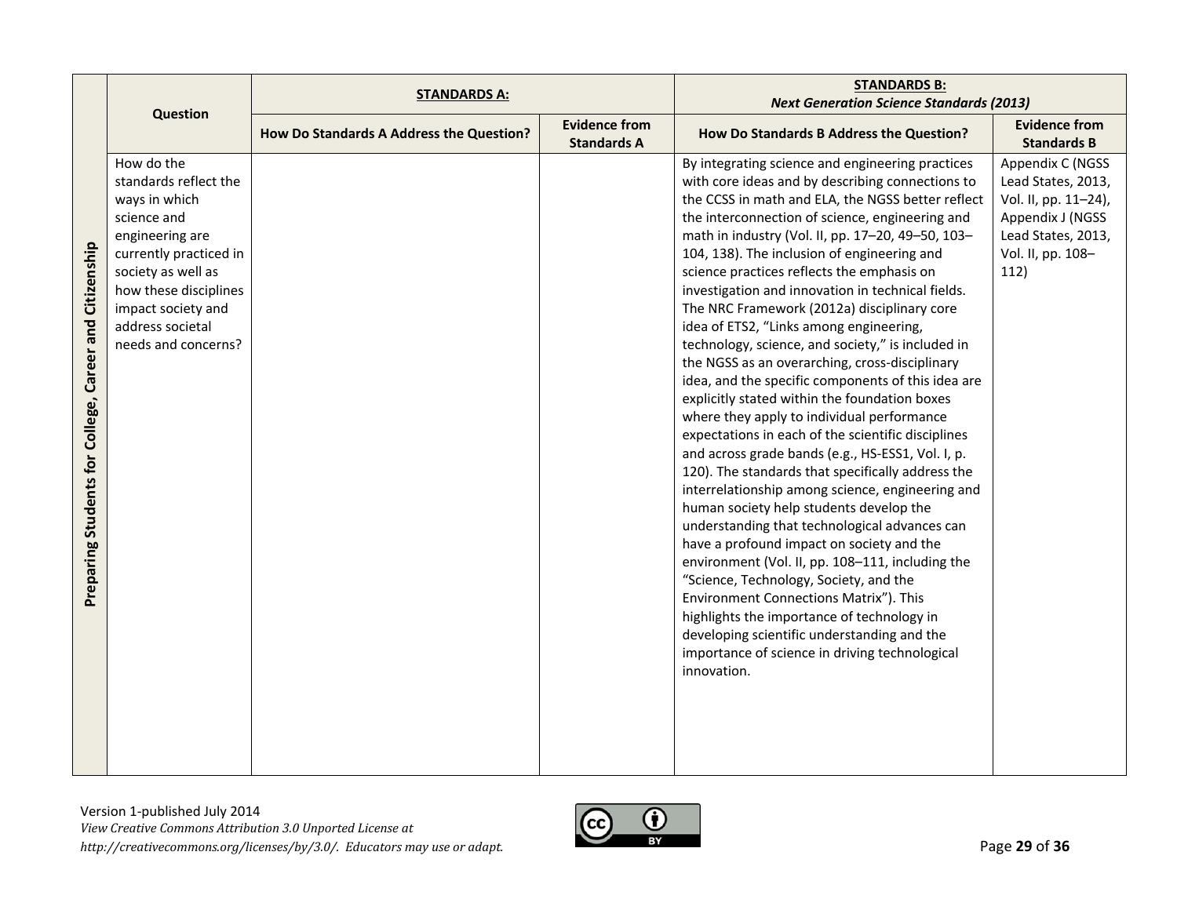| | Question | STANDARDS A: | | STANDARDS B: *Next Generation Science Standards (2013)* | |
|---|---|---|---|---|---|
| | | How Do Standards A Address the Question? | Evidence from Standards A | How Do Standards B Address the Question? | Evidence from Standards B |
| **Preparing Students for College, Career and Citizenship** | How do the standards reflect the ways in which science and engineering are currently practiced in society as well as how these disciplines impact society and address societal needs and concerns? | | | By integrating science and engineering practices with core ideas and by describing connections to the CCSS in math and ELA, the NGSS better reflect the interconnection of science, engineering and math in industry (Vol. II, pp. 17–20, 49–50, 103–104, 138). The inclusion of engineering and science practices reflects the emphasis on investigation and innovation in technical fields. The NRC Framework (2012a) disciplinary core idea of ETS2, "Links among engineering, technology, science, and society," is included in the NGSS as an overarching, cross-disciplinary idea, and the specific components of this idea are explicitly stated within the foundation boxes where they apply to individual performance expectations in each of the scientific disciplines and across grade bands (e.g., HS-ESS1, Vol. I, p. 120). The standards that specifically address the interrelationship among science, engineering and human society help students develop the understanding that technological advances can have a profound impact on society and the environment (Vol. II, pp. 108–111, including the "Science, Technology, Society, and the Environment Connections Matrix"). This highlights the importance of technology in developing scientific understanding and the importance of science in driving technological innovation. | Appendix C (NGSS Lead States, 2013, Vol. II, pp. 11–24), Appendix J (NGSS Lead States, 2013, Vol. II, pp. 108–112) |

Version 1-published July 2014
*View Creative Commons Attribution 3.0 Unported License at http://creativecommons.org/licenses/by/3.0/. Educators may use or adapt.*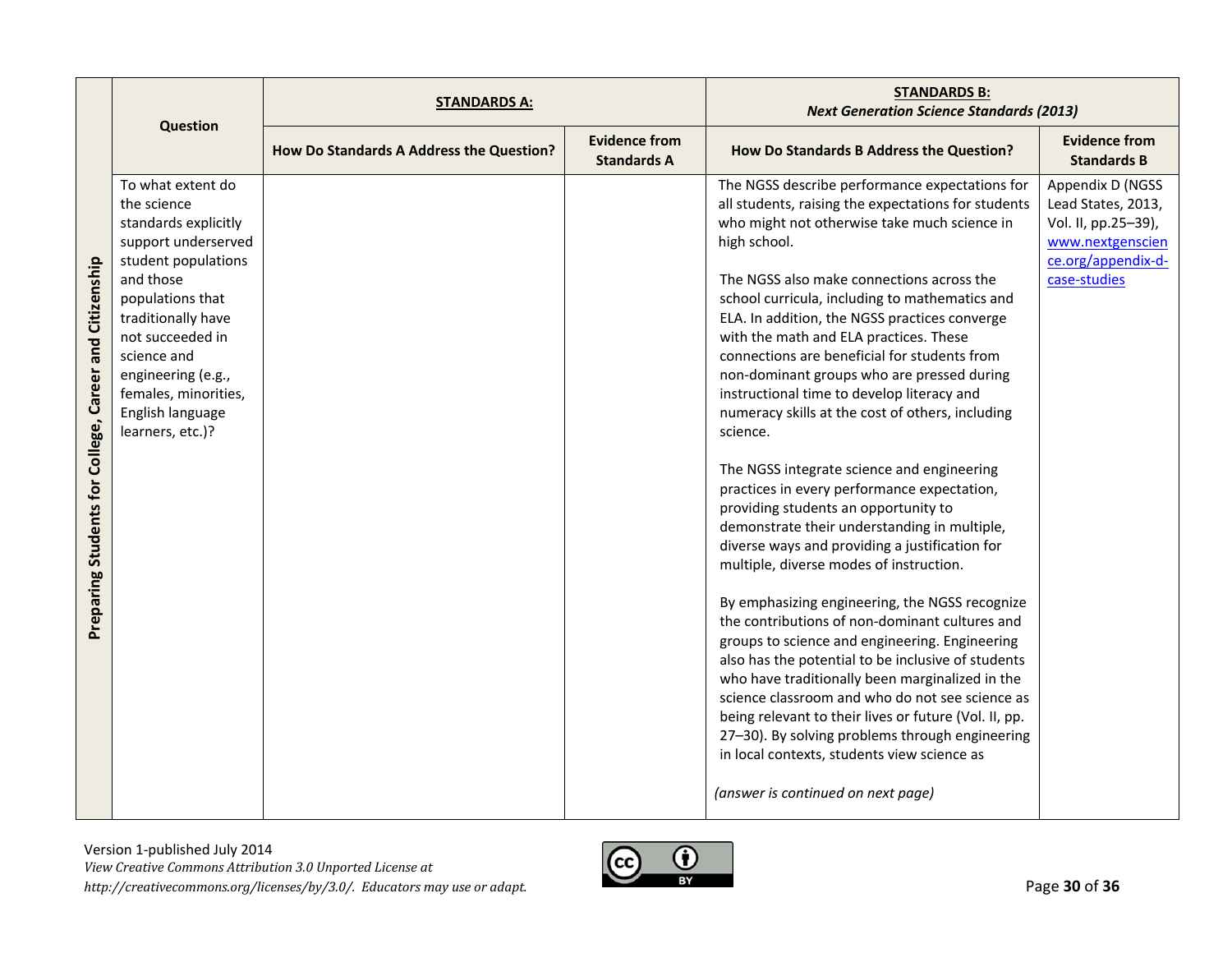| Preparing Students for College, Career and Citizenship | Question | STANDARDS A: | | STANDARDS B: *Next Generation Science Standards (2013)* | |
|---|---|---|---|---|---|
| | | How Do Standards A Address the Question? | Evidence from Standards A | How Do Standards B Address the Question? | Evidence from Standards B |
| | To what extent do the science standards explicitly support underserved student populations and those populations that traditionally have not succeeded in science and engineering (e.g., females, minorities, English language learners, etc.)? | | | The NGSS describe performance expectations for all students, raising the expectations for students who might not otherwise take much science in high school.<br><br>The NGSS also make connections across the school curricula, including to mathematics and ELA. In addition, the NGSS practices converge with the math and ELA practices. These connections are beneficial for students from non-dominant groups who are pressed during instructional time to develop literacy and numeracy skills at the cost of others, including science.<br><br>The NGSS integrate science and engineering practices in every performance expectation, providing students an opportunity to demonstrate their understanding in multiple, diverse ways and providing a justification for multiple, diverse modes of instruction.<br><br>By emphasizing engineering, the NGSS recognize the contributions of non-dominant cultures and groups to science and engineering. Engineering also has the potential to be inclusive of students who have traditionally been marginalized in the science classroom and who do not see science as being relevant to their lives or future (Vol. II, pp. 27–30). By solving problems through engineering in local contexts, students view science as<br><br>*(answer is continued on next page)* | Appendix D (NGSS Lead States, 2013, Vol. II, pp.25–39), www.nextgenscience.org/appendix-d-case-studies |

Version 1-published July 2014
*View Creative Commons Attribution 3.0 Unported License at http://creativecommons.org/licenses/by/3.0/. Educators may use or adapt.*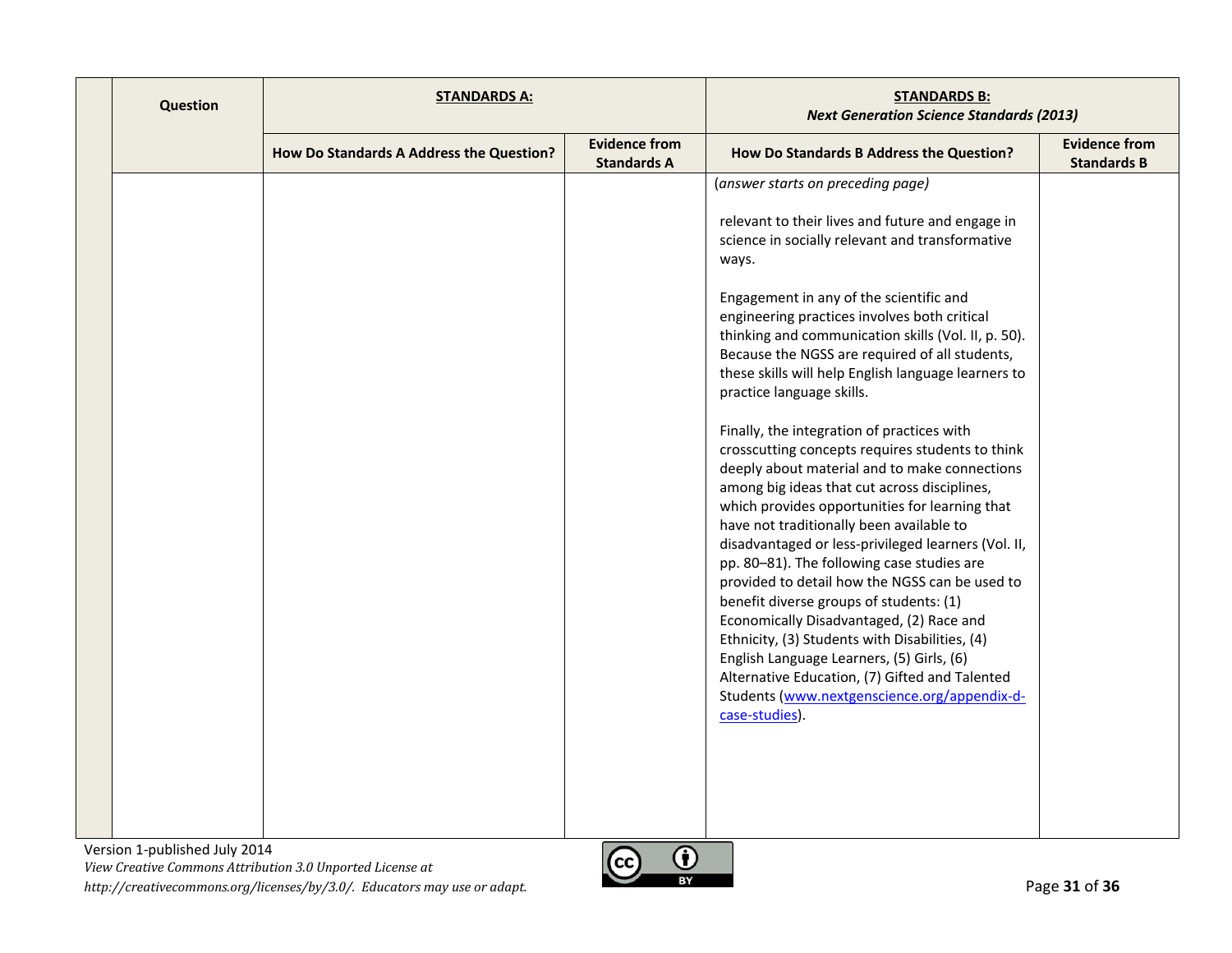| Question | STANDARDS A: | | STANDARDS B: *Next Generation Science Standards (2013)* | |
|---|---|---|---|---|
| | **How Do Standards A Address the Question?** | **Evidence from Standards A** | **How Do Standards B Address the Question?** | **Evidence from Standards B** |
| | | | (*answer starts on preceding page*)<br><br>relevant to their lives and future and engage in science in socially relevant and transformative ways.<br><br>Engagement in any of the scientific and engineering practices involves both critical thinking and communication skills (Vol. II, p. 50). Because the NGSS are required of all students, these skills will help English language learners to practice language skills.<br><br>Finally, the integration of practices with crosscutting concepts requires students to think deeply about material and to make connections among big ideas that cut across disciplines, which provides opportunities for learning that have not traditionally been available to disadvantaged or less-privileged learners (Vol. II, pp. 80–81). The following case studies are provided to detail how the NGSS can be used to benefit diverse groups of students: (1) Economically Disadvantaged, (2) Race and Ethnicity, (3) Students with Disabilities, (4) English Language Learners, (5) Girls, (6) Alternative Education, (7) Gifted and Talented Students ([www.nextgenscience.org/appendix-d-case-studies](http://www.nextgenscience.org/appendix-d-case-studies)). | |

Version 1-published July 2014
*View Creative Commons Attribution 3.0 Unported License at http://creativecommons.org/licenses/by/3.0/. Educators may use or adapt.*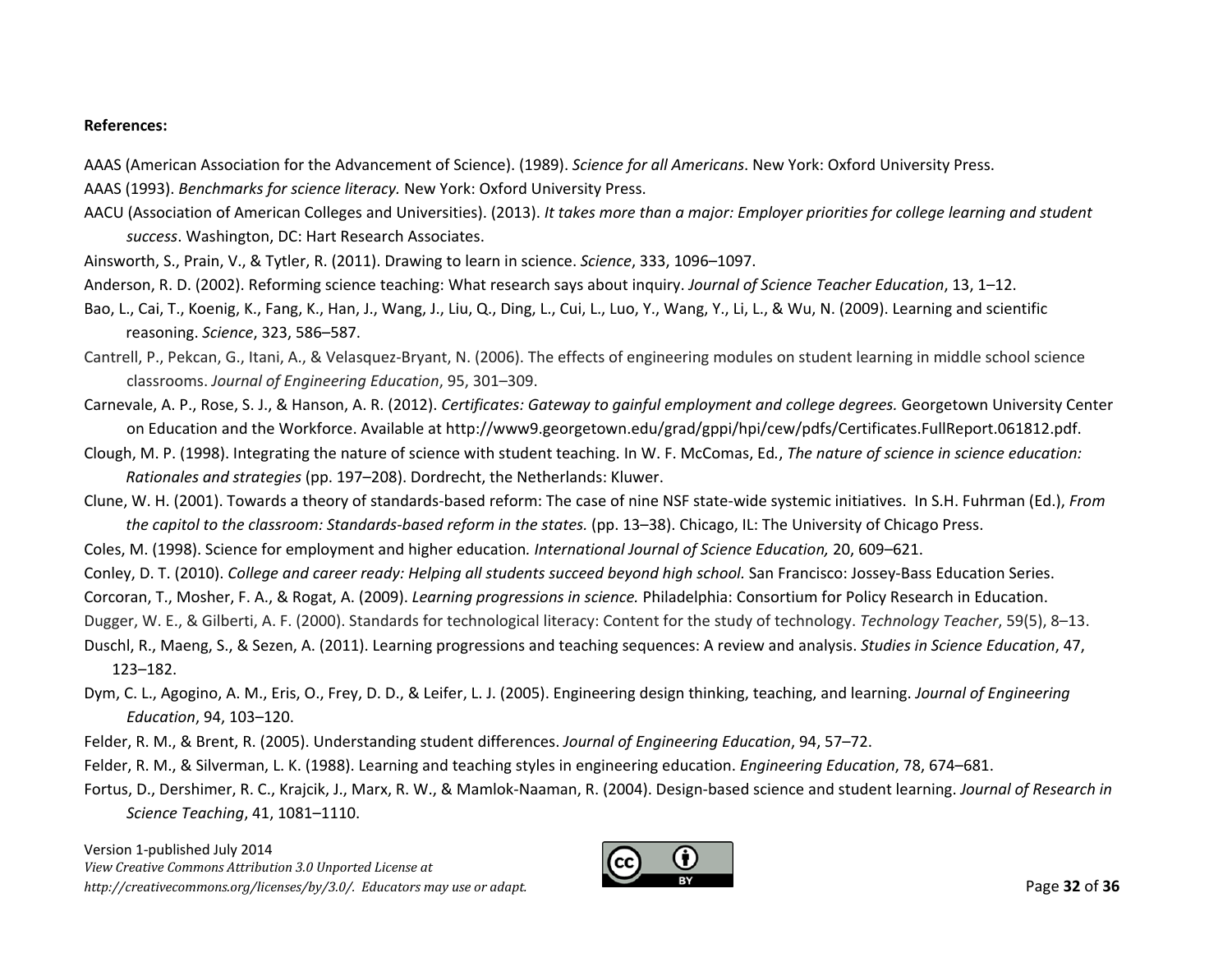**References:**

AAAS (American Association for the Advancement of Science). (1989). *Science for all Americans*. New York: Oxford University Press.

AAAS (1993). *Benchmarks for science literacy.* New York: Oxford University Press.

AACU (Association of American Colleges and Universities). (2013). *It takes more than a major: Employer priorities for college learning and student success*. Washington, DC: Hart Research Associates.

Ainsworth, S., Prain, V., & Tytler, R. (2011). Drawing to learn in science. *Science*, 333, 1096–1097.

Anderson, R. D. (2002). Reforming science teaching: What research says about inquiry. *Journal of Science Teacher Education*, 13, 1–12.

Bao, L., Cai, T., Koenig, K., Fang, K., Han, J., Wang, J., Liu, Q., Ding, L., Cui, L., Luo, Y., Wang, Y., Li, L., & Wu, N. (2009). Learning and scientific reasoning. *Science*, 323, 586–587.

Cantrell, P., Pekcan, G., Itani, A., & Velasquez-Bryant, N. (2006). The effects of engineering modules on student learning in middle school science classrooms. *Journal of Engineering Education*, 95, 301–309.

Carnevale, A. P., Rose, S. J., & Hanson, A. R. (2012). *Certificates: Gateway to gainful employment and college degrees.* Georgetown University Center on Education and the Workforce. Available at http://www9.georgetown.edu/grad/gppi/hpi/cew/pdfs/Certificates.FullReport.061812.pdf.

Clough, M. P. (1998). Integrating the nature of science with student teaching. In W. F. McComas, Ed., *The nature of science in science education: Rationales and strategies* (pp. 197–208). Dordrecht, the Netherlands: Kluwer.

Clune, W. H. (2001). Towards a theory of standards-based reform: The case of nine NSF state-wide systemic initiatives. In S.H. Fuhrman (Ed.), *From the capitol to the classroom: Standards-based reform in the states.* (pp. 13–38). Chicago, IL: The University of Chicago Press.

Coles, M. (1998). Science for employment and higher education. *International Journal of Science Education,* 20, 609–621.

Conley, D. T. (2010). *College and career ready: Helping all students succeed beyond high school.* San Francisco: Jossey-Bass Education Series.

Corcoran, T., Mosher, F. A., & Rogat, A. (2009). *Learning progressions in science.* Philadelphia: Consortium for Policy Research in Education.

Dugger, W. E., & Gilberti, A. F. (2000). Standards for technological literacy: Content for the study of technology. *Technology Teacher*, 59(5), 8–13.

Duschl, R., Maeng, S., & Sezen, A. (2011). Learning progressions and teaching sequences: A review and analysis. *Studies in Science Education*, 47, 123–182.

Dym, C. L., Agogino, A. M., Eris, O., Frey, D. D., & Leifer, L. J. (2005). Engineering design thinking, teaching, and learning. *Journal of Engineering Education*, 94, 103–120.

Felder, R. M., & Brent, R. (2005). Understanding student differences. *Journal of Engineering Education*, 94, 57–72.

Felder, R. M., & Silverman, L. K. (1988). Learning and teaching styles in engineering education. *Engineering Education*, 78, 674–681.

Fortus, D., Dershimer, R. C., Krajcik, J., Marx, R. W., & Mamlok-Naaman, R. (2004). Design-based science and student learning. *Journal of Research in Science Teaching*, 41, 1081–1110.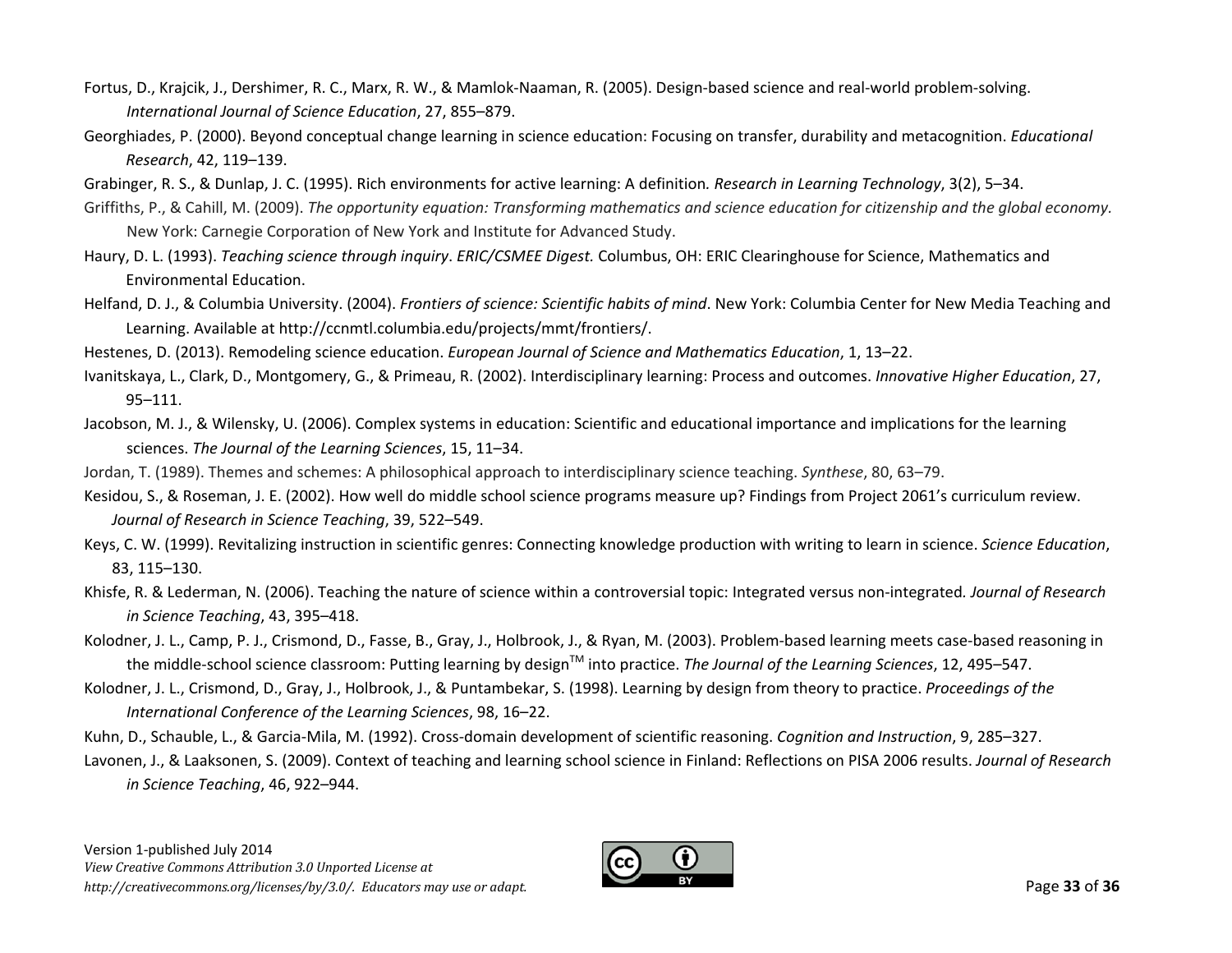Fortus, D., Krajcik, J., Dershimer, R. C., Marx, R. W., & Mamlok-Naaman, R. (2005). Design-based science and real-world problem-solving. *International Journal of Science Education*, 27, 855–879.

Georghiades, P. (2000). Beyond conceptual change learning in science education: Focusing on transfer, durability and metacognition. *Educational Research*, 42, 119–139.

Grabinger, R. S., & Dunlap, J. C. (1995). Rich environments for active learning: A definition*. Research in Learning Technology*, 3(2), 5–34.

Griffiths, P., & Cahill, M. (2009). *The opportunity equation: Transforming mathematics and science education for citizenship and the global economy.* New York: Carnegie Corporation of New York and Institute for Advanced Study.

Haury, D. L. (1993). *Teaching science through inquiry*. *ERIC/CSMEE Digest.* Columbus, OH: ERIC Clearinghouse for Science, Mathematics and Environmental Education.

Helfand, D. J., & Columbia University. (2004). *Frontiers of science: Scientific habits of mind*. New York: Columbia Center for New Media Teaching and Learning. Available at http://ccnmtl.columbia.edu/projects/mmt/frontiers/.

Hestenes, D. (2013). Remodeling science education. *European Journal of Science and Mathematics Education*, 1, 13–22.

Ivanitskaya, L., Clark, D., Montgomery, G., & Primeau, R. (2002). Interdisciplinary learning: Process and outcomes. *Innovative Higher Education*, 27, 95–111.

Jacobson, M. J., & Wilensky, U. (2006). Complex systems in education: Scientific and educational importance and implications for the learning sciences. *The Journal of the Learning Sciences*, 15, 11–34.

Jordan, T. (1989). Themes and schemes: A philosophical approach to interdisciplinary science teaching. *Synthese*, 80, 63–79.

Kesidou, S., & Roseman, J. E. (2002). How well do middle school science programs measure up? Findings from Project 2061's curriculum review. *Journal of Research in Science Teaching*, 39, 522–549.

Keys, C. W. (1999). Revitalizing instruction in scientific genres: Connecting knowledge production with writing to learn in science. *Science Education*, 83, 115–130.

Khisfe, R. & Lederman, N. (2006). Teaching the nature of science within a controversial topic: Integrated versus non-integrated*. Journal of Research in Science Teaching*, 43, 395–418.

Kolodner, J. L., Camp, P. J., Crismond, D., Fasse, B., Gray, J., Holbrook, J., & Ryan, M. (2003). Problem-based learning meets case-based reasoning in the middle-school science classroom: Putting learning by design™ into practice. *The Journal of the Learning Sciences*, 12, 495–547.

Kolodner, J. L., Crismond, D., Gray, J., Holbrook, J., & Puntambekar, S. (1998). Learning by design from theory to practice. *Proceedings of the International Conference of the Learning Sciences*, 98, 16–22.

Kuhn, D., Schauble, L., & Garcia-Mila, M. (1992). Cross-domain development of scientific reasoning. *Cognition and Instruction*, 9, 285–327.

Lavonen, J., & Laaksonen, S. (2009). Context of teaching and learning school science in Finland: Reflections on PISA 2006 results. *Journal of Research in Science Teaching*, 46, 922–944.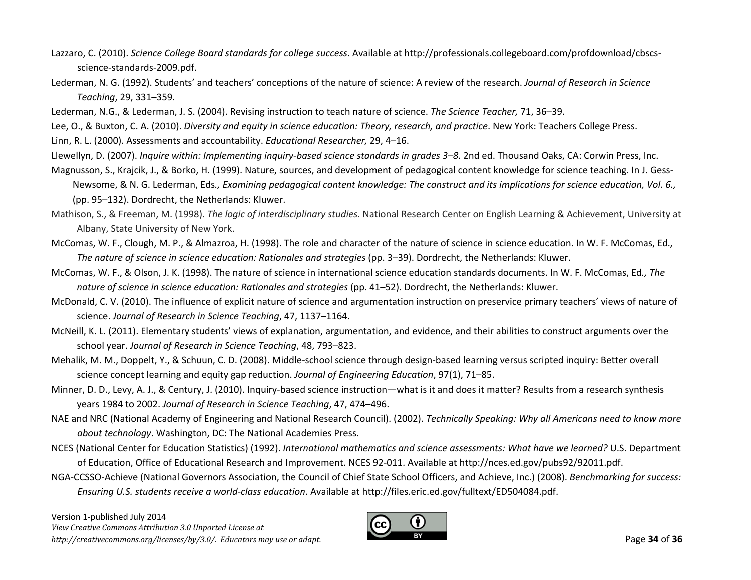Lazzaro, C. (2010). *Science College Board standards for college success*. Available at http://professionals.collegeboard.com/profdownload/cbscs-science-standards-2009.pdf.

Lederman, N. G. (1992). Students' and teachers' conceptions of the nature of science: A review of the research. *Journal of Research in Science Teaching*, 29, 331–359.

Lederman, N.G., & Lederman, J. S. (2004). Revising instruction to teach nature of science. *The Science Teacher,* 71, 36–39.

Lee, O., & Buxton, C. A. (2010). *Diversity and equity in science education: Theory, research, and practice*. New York: Teachers College Press.

Linn, R. L. (2000). Assessments and accountability. *Educational Researcher,* 29, 4–16.

Llewellyn, D. (2007). *Inquire within: Implementing inquiry-based science standards in grades 3–8*. 2nd ed. Thousand Oaks, CA: Corwin Press, Inc.

Magnusson, S., Krajcik, J., & Borko, H. (1999). Nature, sources, and development of pedagogical content knowledge for science teaching. In J. Gess-Newsome, & N. G. Lederman, Eds*., Examining pedagogical content knowledge: The construct and its implications for science education, Vol. 6.,* (pp. 95–132). Dordrecht, the Netherlands: Kluwer.

Mathison, S., & Freeman, M. (1998). *The logic of interdisciplinary studies.* National Research Center on English Learning & Achievement, University at Albany, State University of New York.

McComas, W. F., Clough, M. P., & Almazroa, H. (1998). The role and character of the nature of science in science education. In W. F. McComas, Ed*., The nature of science in science education: Rationales and strategies* (pp. 3–39). Dordrecht, the Netherlands: Kluwer.

McComas, W. F., & Olson, J. K. (1998). The nature of science in international science education standards documents. In W. F. McComas, Ed*., The nature of science in science education: Rationales and strategies* (pp. 41–52). Dordrecht, the Netherlands: Kluwer.

McDonald, C. V. (2010). The influence of explicit nature of science and argumentation instruction on preservice primary teachers' views of nature of science. *Journal of Research in Science Teaching*, 47, 1137–1164.

McNeill, K. L. (2011). Elementary students' views of explanation, argumentation, and evidence, and their abilities to construct arguments over the school year. *Journal of Research in Science Teaching*, 48, 793–823.

Mehalik, M. M., Doppelt, Y., & Schuun, C. D. (2008). Middle-school science through design-based learning versus scripted inquiry: Better overall science concept learning and equity gap reduction. *Journal of Engineering Education*, 97(1), 71–85.

Minner, D. D., Levy, A. J., & Century, J. (2010). Inquiry-based science instruction—what is it and does it matter? Results from a research synthesis years 1984 to 2002. *Journal of Research in Science Teaching*, 47, 474–496.

NAE and NRC (National Academy of Engineering and National Research Council). (2002). *Technically Speaking: Why all Americans need to know more about technology*. Washington, DC: The National Academies Press.

NCES (National Center for Education Statistics) (1992). *International mathematics and science assessments: What have we learned?* U.S. Department of Education, Office of Educational Research and Improvement. NCES 92-011. Available at http://nces.ed.gov/pubs92/92011.pdf.

NGA-CCSSO-Achieve (National Governors Association, the Council of Chief State School Officers, and Achieve, Inc.) (2008). *Benchmarking for success: Ensuring U.S. students receive a world-class education*. Available at http://files.eric.ed.gov/fulltext/ED504084.pdf.

Version 1-published July 2014
*View Creative Commons Attribution 3.0 Unported License at http://creativecommons.org/licenses/by/3.0/. Educators may use or adapt.*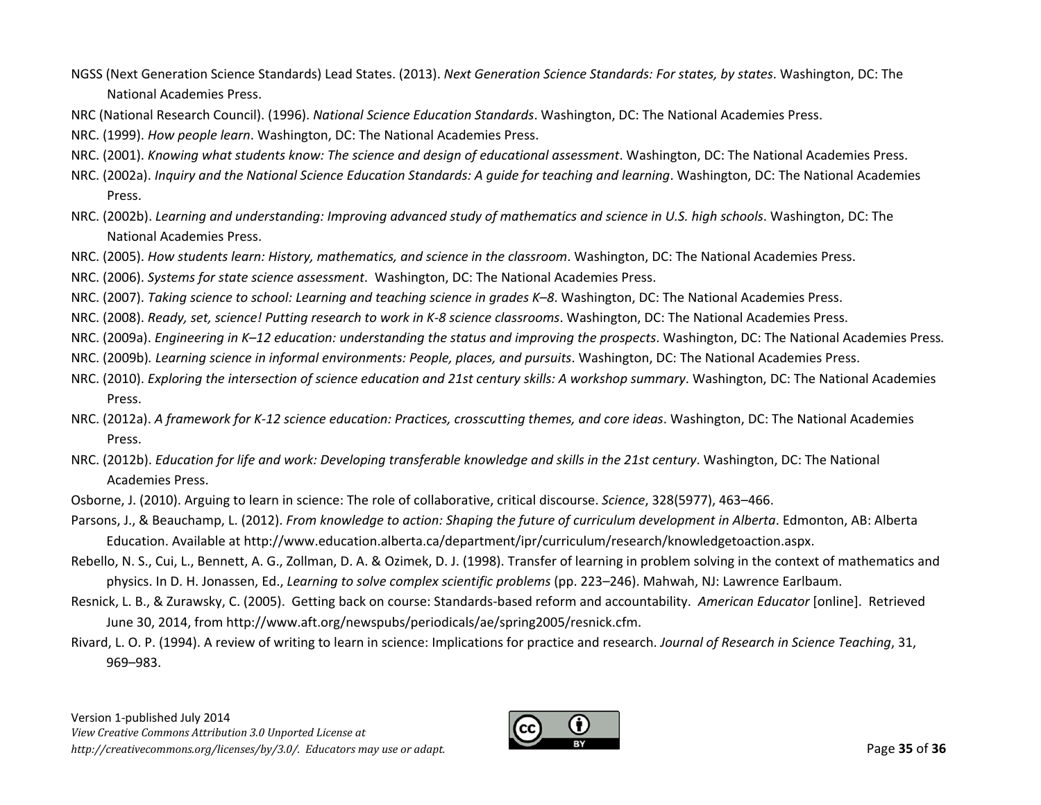NGSS (Next Generation Science Standards) Lead States. (2013). *Next Generation Science Standards: For states, by states*. Washington, DC: The National Academies Press.

NRC (National Research Council). (1996). *National Science Education Standards*. Washington, DC: The National Academies Press.

NRC. (1999). *How people learn*. Washington, DC: The National Academies Press.

NRC. (2001). *Knowing what students know: The science and design of educational assessment*. Washington, DC: The National Academies Press.

NRC. (2002a). *Inquiry and the National Science Education Standards: A guide for teaching and learning*. Washington, DC: The National Academies Press.

NRC. (2002b). *Learning and understanding: Improving advanced study of mathematics and science in U.S. high schools*. Washington, DC: The National Academies Press.

NRC. (2005). *How students learn: History, mathematics, and science in the classroom*. Washington, DC: The National Academies Press.

NRC. (2006). *Systems for state science assessment*. Washington, DC: The National Academies Press.

NRC. (2007). *Taking science to school: Learning and teaching science in grades K–8*. Washington, DC: The National Academies Press.

NRC. (2008). *Ready, set, science! Putting research to work in K-8 science classrooms*. Washington, DC: The National Academies Press.

NRC. (2009a). *Engineering in K–12 education: understanding the status and improving the prospects*. Washington, DC: The National Academies Press.

NRC. (2009b). *Learning science in informal environments: People, places, and pursuits*. Washington, DC: The National Academies Press.

NRC. (2010). *Exploring the intersection of science education and 21st century skills: A workshop summary*. Washington, DC: The National Academies Press.

NRC. (2012a). *A framework for K-12 science education: Practices, crosscutting themes, and core ideas*. Washington, DC: The National Academies Press.

NRC. (2012b). *Education for life and work: Developing transferable knowledge and skills in the 21st century*. Washington, DC: The National Academies Press.

Osborne, J. (2010). Arguing to learn in science: The role of collaborative, critical discourse. *Science*, 328(5977), 463–466.

Parsons, J., & Beauchamp, L. (2012). *From knowledge to action: Shaping the future of curriculum development in Alberta*. Edmonton, AB: Alberta Education. Available at http://www.education.alberta.ca/department/ipr/curriculum/research/knowledgetoaction.aspx.

Rebello, N. S., Cui, L., Bennett, A. G., Zollman, D. A. & Ozimek, D. J. (1998). Transfer of learning in problem solving in the context of mathematics and physics. In D. H. Jonassen, Ed., *Learning to solve complex scientific problems* (pp. 223–246). Mahwah, NJ: Lawrence Earlbaum.

Resnick, L. B., & Zurawsky, C. (2005). Getting back on course: Standards-based reform and accountability. *American Educator* [online]. Retrieved June 30, 2014, from http://www.aft.org/newspubs/periodicals/ae/spring2005/resnick.cfm.

Rivard, L. O. P. (1994). A review of writing to learn in science: Implications for practice and research. *Journal of Research in Science Teaching*, 31, 969–983.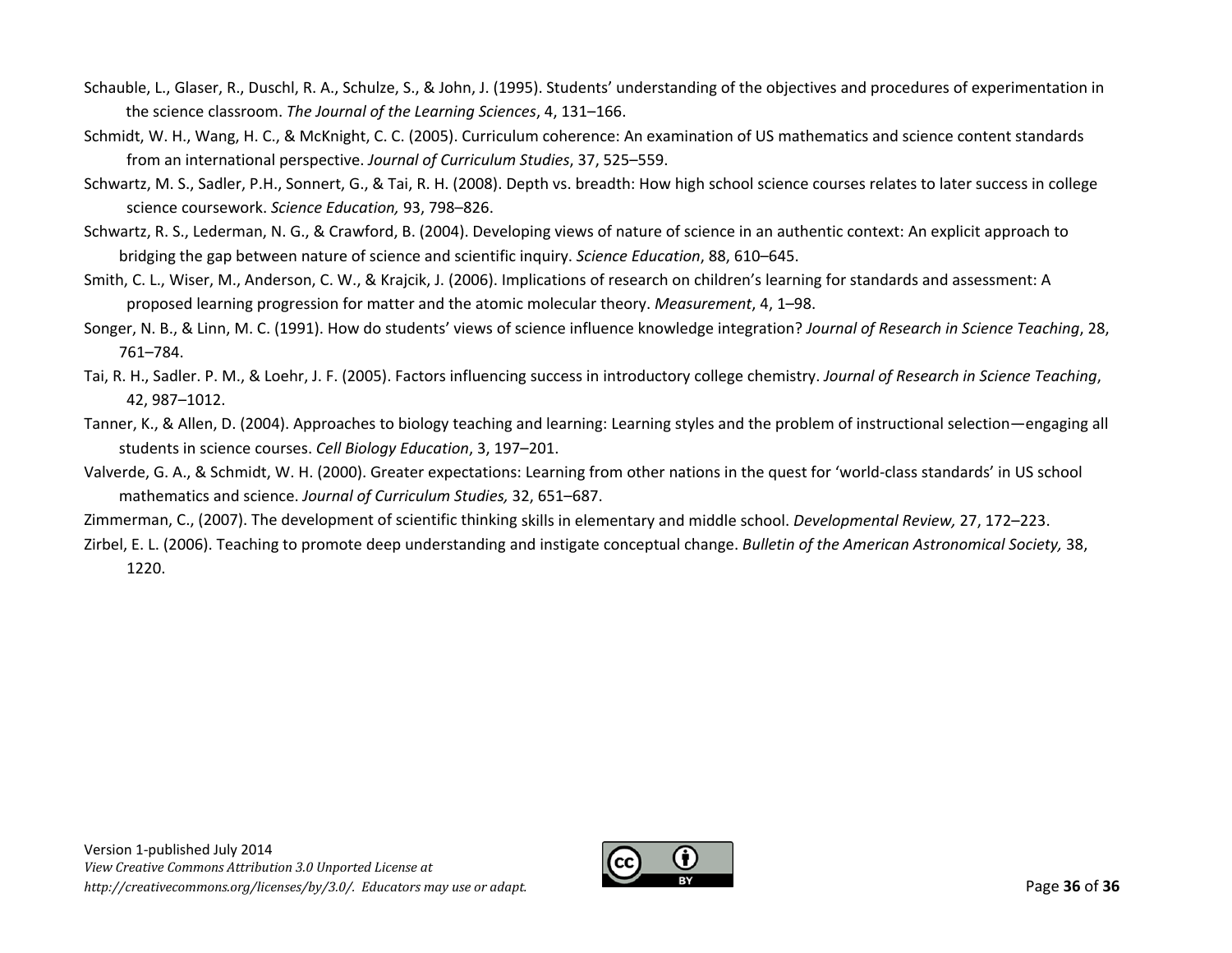Schauble, L., Glaser, R., Duschl, R. A., Schulze, S., & John, J. (1995). Students' understanding of the objectives and procedures of experimentation in the science classroom. *The Journal of the Learning Sciences*, 4, 131–166.

Schmidt, W. H., Wang, H. C., & McKnight, C. C. (2005). Curriculum coherence: An examination of US mathematics and science content standards from an international perspective. *Journal of Curriculum Studies*, 37, 525–559.

Schwartz, M. S., Sadler, P.H., Sonnert, G., & Tai, R. H. (2008). Depth vs. breadth: How high school science courses relates to later success in college science coursework. *Science Education,* 93, 798–826.

Schwartz, R. S., Lederman, N. G., & Crawford, B. (2004). Developing views of nature of science in an authentic context: An explicit approach to bridging the gap between nature of science and scientific inquiry. *Science Education*, 88, 610–645.

Smith, C. L., Wiser, M., Anderson, C. W., & Krajcik, J. (2006). Implications of research on children's learning for standards and assessment: A proposed learning progression for matter and the atomic molecular theory. *Measurement*, 4, 1–98.

Songer, N. B., & Linn, M. C. (1991). How do students' views of science influence knowledge integration? *Journal of Research in Science Teaching*, 28, 761–784.

Tai, R. H., Sadler. P. M., & Loehr, J. F. (2005). Factors influencing success in introductory college chemistry. *Journal of Research in Science Teaching*, 42, 987–1012.

Tanner, K., & Allen, D. (2004). Approaches to biology teaching and learning: Learning styles and the problem of instructional selection—engaging all students in science courses. *Cell Biology Education*, 3, 197–201.

Valverde, G. A., & Schmidt, W. H. (2000). Greater expectations: Learning from other nations in the quest for 'world-class standards' in US school mathematics and science. *Journal of Curriculum Studies,* 32, 651–687.

Zimmerman, C., (2007). The development of scientific thinking skills in elementary and middle school. *Developmental Review,* 27, 172–223.

Zirbel, E. L. (2006). Teaching to promote deep understanding and instigate conceptual change. *Bulletin of the American Astronomical Society,* 38, 1220.

Version 1-published July 2014
*View Creative Commons Attribution 3.0 Unported License at http://creativecommons.org/licenses/by/3.0/. Educators may use or adapt.*